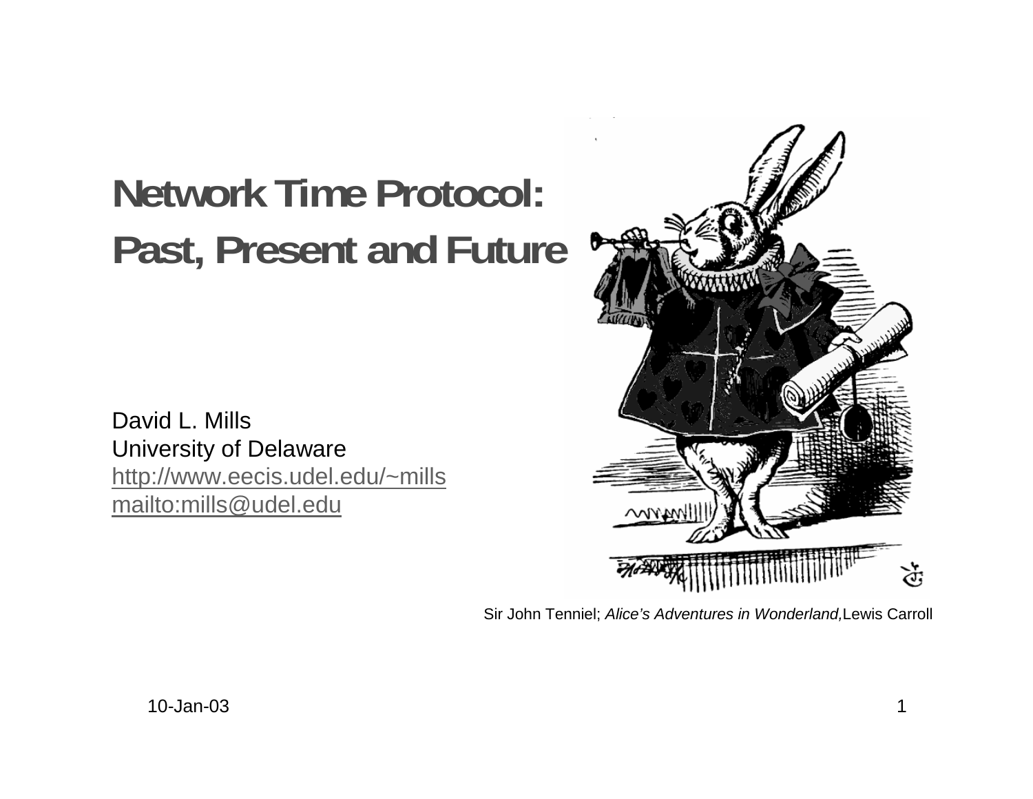# Network Time Protocol: Past, Present and Future

David L. Mills
University of Delaware
http://www.eecis.udel.edu/~mills
mailto:mills@udel.edu

Sir John Tenniel; *Alice's Adventures in Wonderland,* Lewis Carroll

10-Jan-03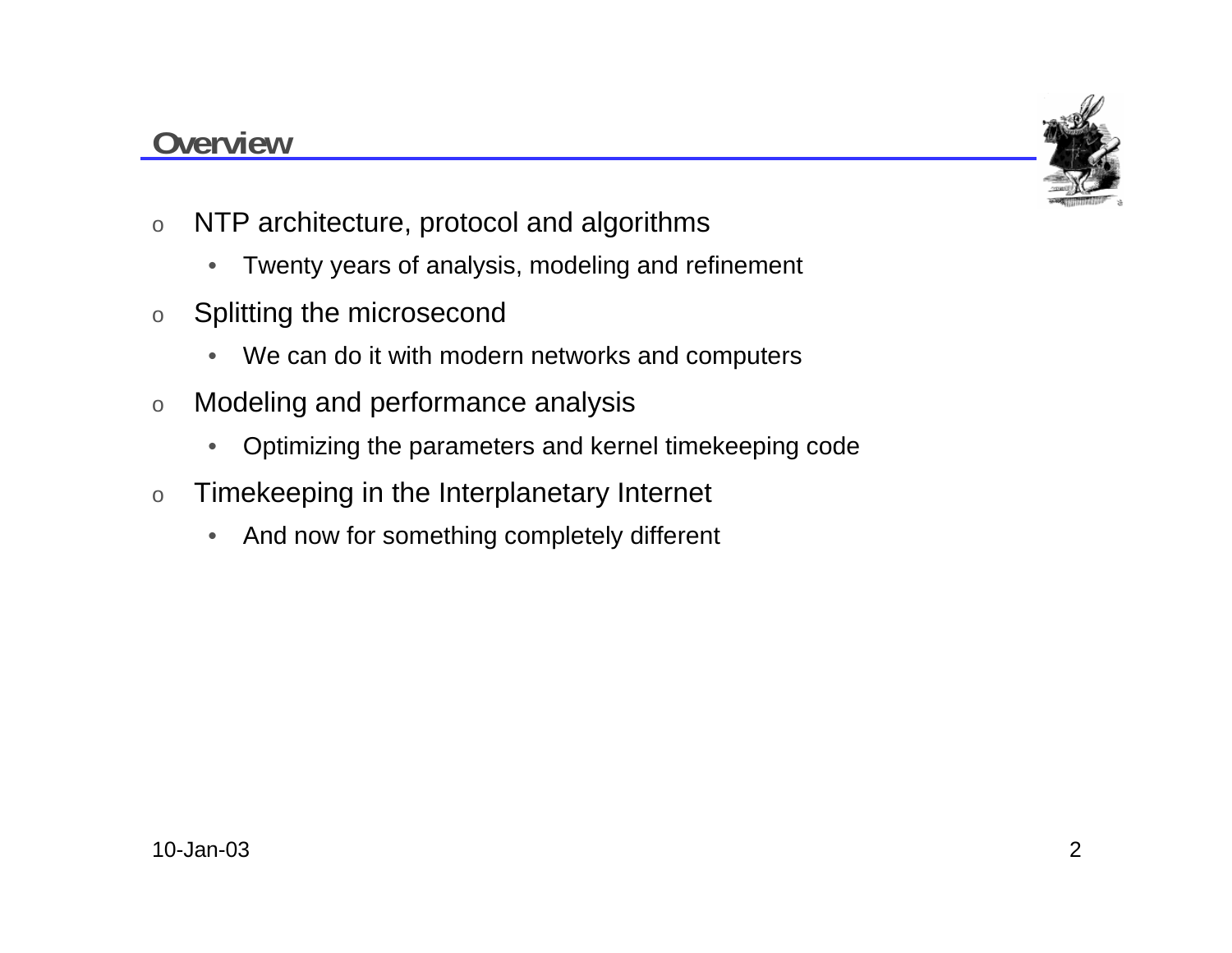## Overview

- NTP architecture, protocol and algorithms
  - Twenty years of analysis, modeling and refinement
- Splitting the microsecond
  - We can do it with modern networks and computers
- Modeling and performance analysis
  - Optimizing the parameters and kernel timekeeping code
- Timekeeping in the Interplanetary Internet
  - And now for something completely different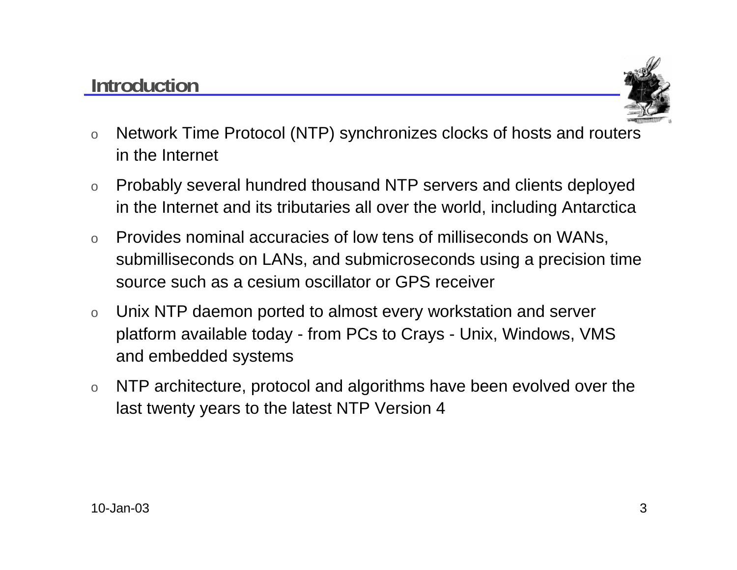## Introduction

- Network Time Protocol (NTP) synchronizes clocks of hosts and routers in the Internet
- Probably several hundred thousand NTP servers and clients deployed in the Internet and its tributaries all over the world, including Antarctica
- Provides nominal accuracies of low tens of milliseconds on WANs, submilliseconds on LANs, and submicroseconds using a precision time source such as a cesium oscillator or GPS receiver
- Unix NTP daemon ported to almost every workstation and server platform available today - from PCs to Crays - Unix, Windows, VMS and embedded systems
- NTP architecture, protocol and algorithms have been evolved over the last twenty years to the latest NTP Version 4

10-Jan-03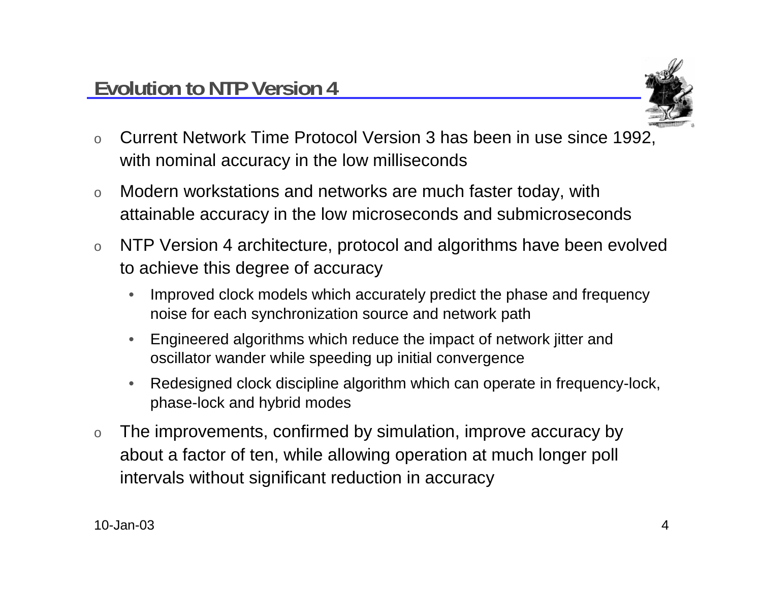## Evolution to NTP Version 4

- Current Network Time Protocol Version 3 has been in use since 1992, with nominal accuracy in the low milliseconds
- Modern workstations and networks are much faster today, with attainable accuracy in the low microseconds and submicroseconds
- NTP Version 4 architecture, protocol and algorithms have been evolved to achieve this degree of accuracy
  - Improved clock models which accurately predict the phase and frequency noise for each synchronization source and network path
  - Engineered algorithms which reduce the impact of network jitter and oscillator wander while speeding up initial convergence
  - Redesigned clock discipline algorithm which can operate in frequency-lock, phase-lock and hybrid modes
- The improvements, confirmed by simulation, improve accuracy by about a factor of ten, while allowing operation at much longer poll intervals without significant reduction in accuracy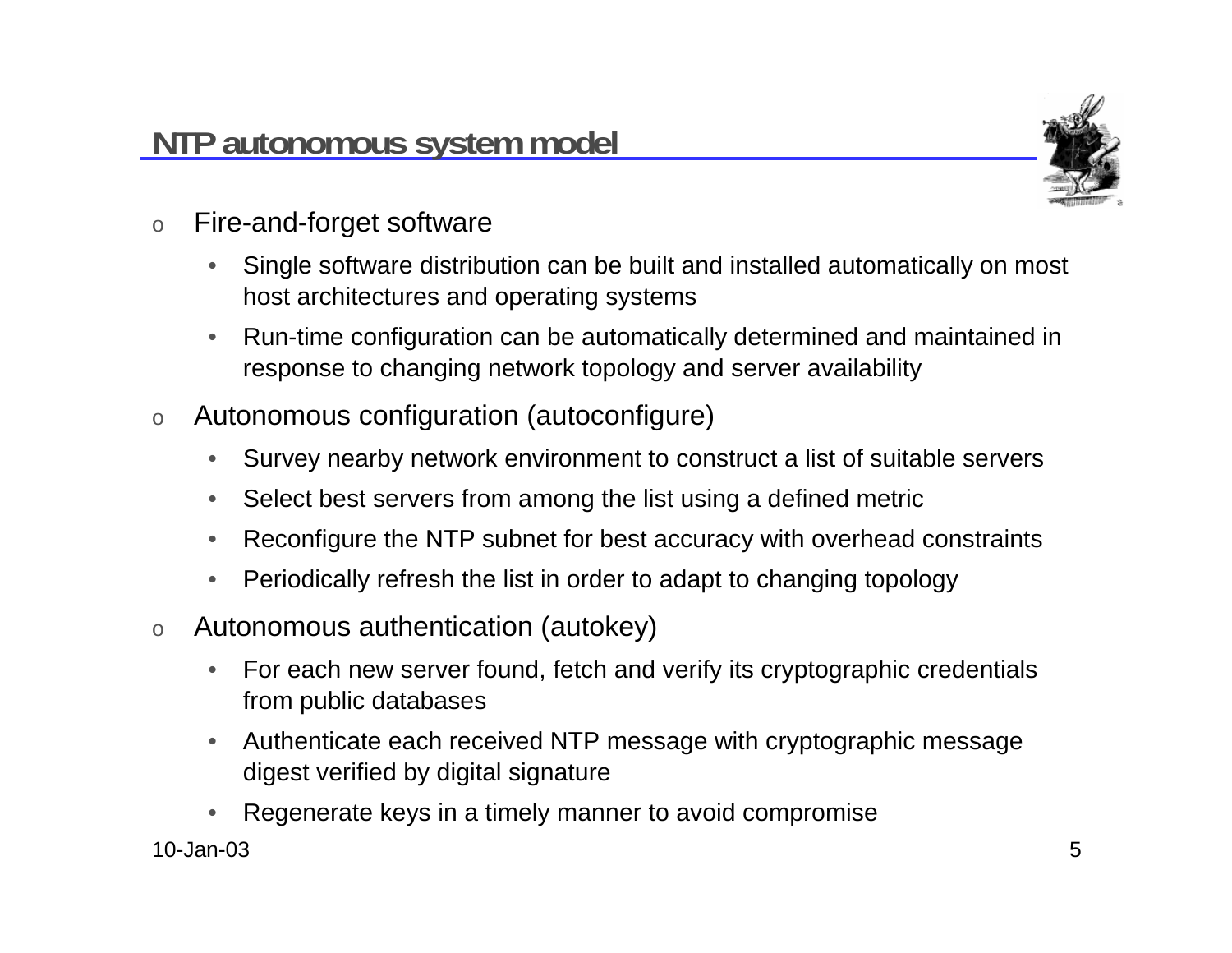# NTP autonomous system model

- Fire-and-forget software
  - Single software distribution can be built and installed automatically on most host architectures and operating systems
  - Run-time configuration can be automatically determined and maintained in response to changing network topology and server availability
- Autonomous configuration (autoconfigure)
  - Survey nearby network environment to construct a list of suitable servers
  - Select best servers from among the list using a defined metric
  - Reconfigure the NTP subnet for best accuracy with overhead constraints
  - Periodically refresh the list in order to adapt to changing topology
- Autonomous authentication (autokey)
  - For each new server found, fetch and verify its cryptographic credentials from public databases
  - Authenticate each received NTP message with cryptographic message digest verified by digital signature
  - Regenerate keys in a timely manner to avoid compromise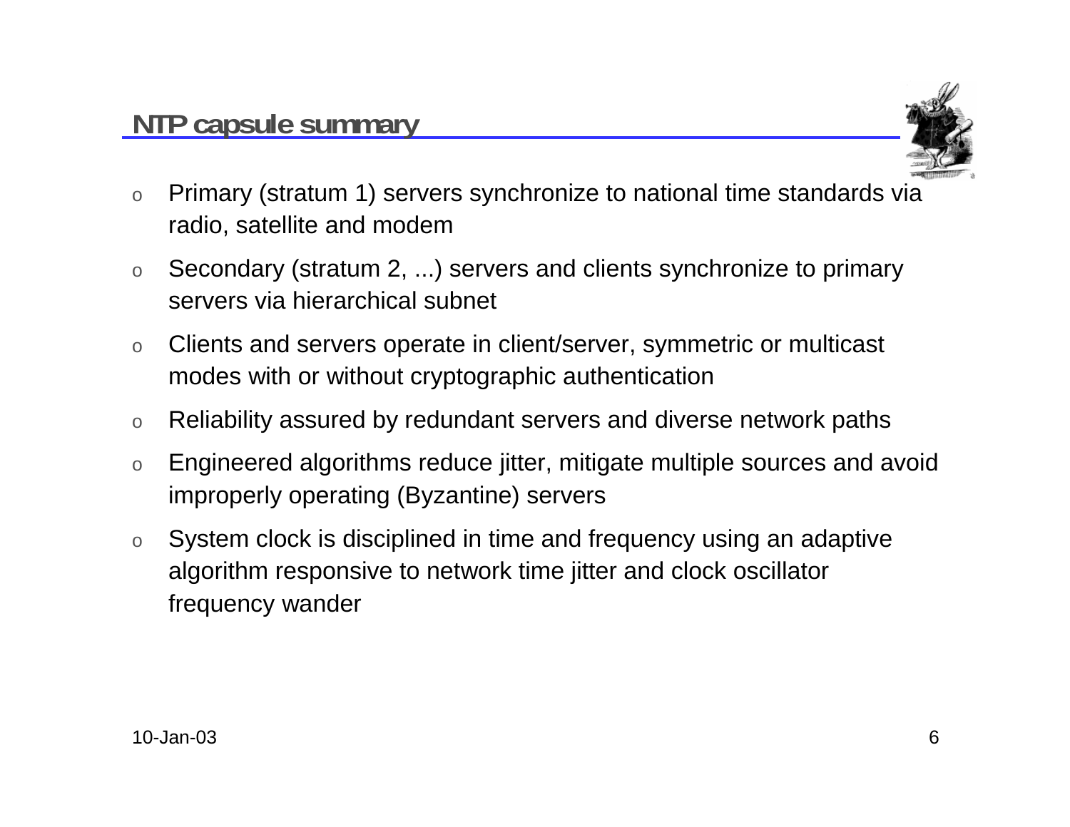## NTP capsule summary

- Primary (stratum 1) servers synchronize to national time standards via radio, satellite and modem
- Secondary (stratum 2, ...) servers and clients synchronize to primary servers via hierarchical subnet
- Clients and servers operate in client/server, symmetric or multicast modes with or without cryptographic authentication
- Reliability assured by redundant servers and diverse network paths
- Engineered algorithms reduce jitter, mitigate multiple sources and avoid improperly operating (Byzantine) servers
- System clock is disciplined in time and frequency using an adaptive algorithm responsive to network time jitter and clock oscillator frequency wander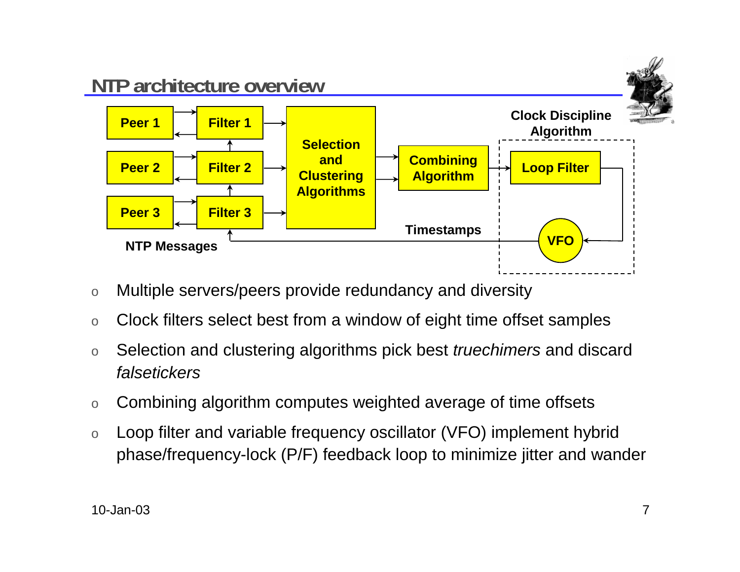## NTP architecture overview

Peer 1, Peer 2, Peer 3 → Filter 1, Filter 2, Filter 3 → Selection and Clustering Algorithms → Combining Algorithm → Loop Filter → VFO (Clock Discipline Algorithm)

Timestamps

NTP Messages

- Multiple servers/peers provide redundancy and diversity
- Clock filters select best from a window of eight time offset samples
- Selection and clustering algorithms pick best *truechimers* and discard *falsetickers*
- Combining algorithm computes weighted average of time offsets
- Loop filter and variable frequency oscillator (VFO) implement hybrid phase/frequency-lock (P/F) feedback loop to minimize jitter and wander

10-Jan-03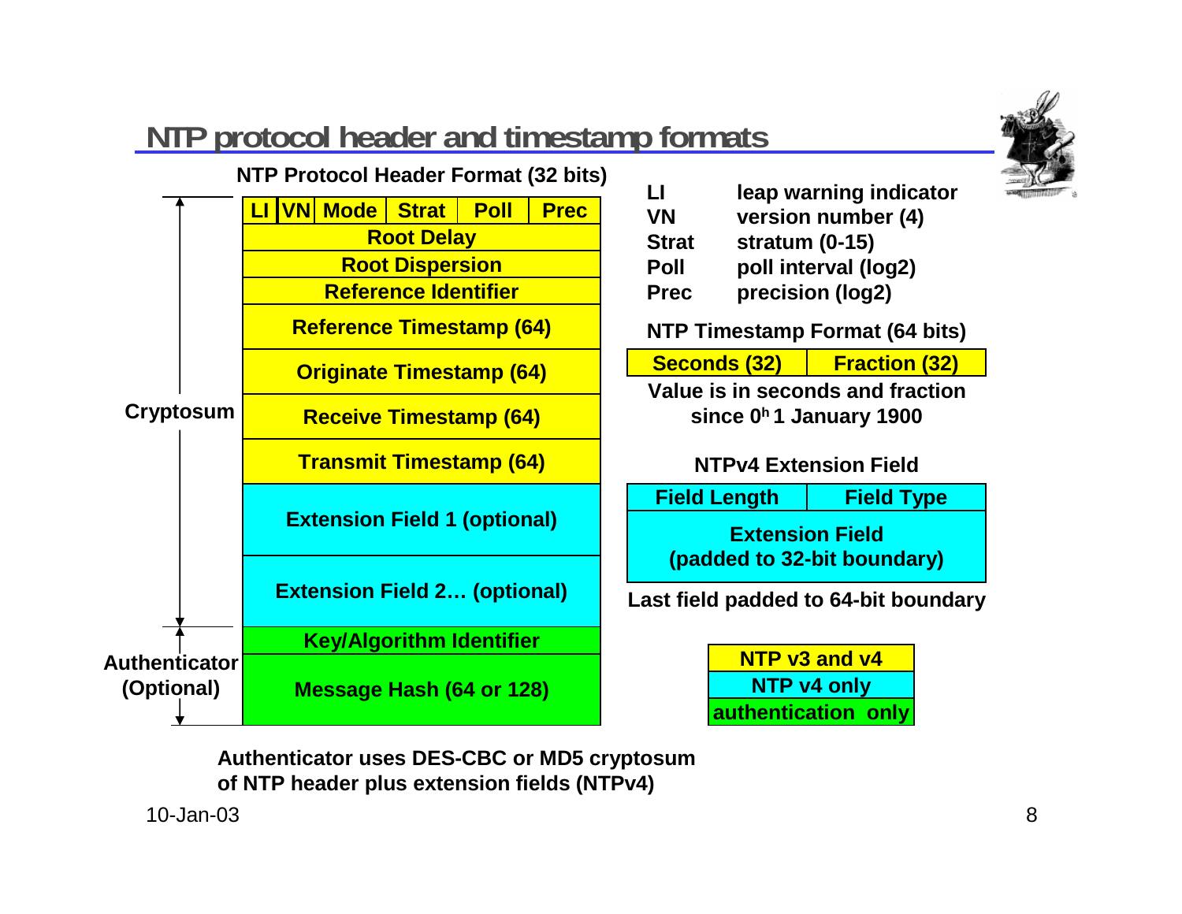## NTP protocol header and timestamp formats

**NTP Protocol Header Format (32 bits)**

| LI | VN | Mode | Strat | Poll | Prec |
|---|---|---|---|---|---|
| Root Delay | | | | | |
| Root Dispersion | | | | | |
| Reference Identifier | | | | | |
| Reference Timestamp (64) | | | | | |
| Originate Timestamp (64) | | | | | |
| Receive Timestamp (64) | | | | | |
| Transmit Timestamp (64) | | | | | |
| Extension Field 1 (optional) | | | | | |
| Extension Field 2… (optional) | | | | | |
| Key/Algorithm Identifier | | | | | |
| Message Hash (64 or 128) | | | | | |

Cryptosum: covers the header from LI through Extension Field 2… (optional).

Authenticator (Optional): Key/Algorithm Identifier and Message Hash (64 or 128).

| | |
|---|---|
| **LI** | leap warning indicator |
| **VN** | version number (4) |
| **Strat** | stratum (0-15) |
| **Poll** | poll interval (log2) |
| **Prec** | precision (log2) |

**NTP Timestamp Format (64 bits)**

| Seconds (32) | Fraction (32) |
|---|---|

Value is in seconds and fraction since $0^h$ 1 January 1900

**NTPv4 Extension Field**

| Field Length | Field Type |
|---|---|
| Extension Field (padded to 32-bit boundary) | |

Last field padded to 64-bit boundary

| Legend |
|---|
| NTP v3 and v4 (yellow) |
| NTP v4 only (cyan) |
| authentication only (green) |

**Authenticator uses DES-CBC or MD5 cryptosum of NTP header plus extension fields (NTPv4)**

10-Jan-03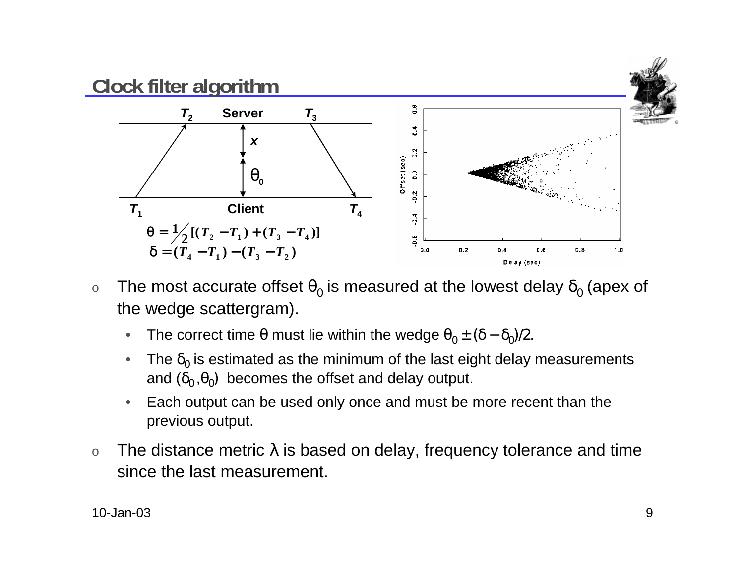## Clock filter algorithm

$$\theta = \tfrac{1}{2}[(T_2 - T_1) + (T_3 - T_4)]$$
$$\delta = (T_4 - T_1) - (T_3 - T_2)$$

- The most accurate offset $\theta_0$ is measured at the lowest delay $\delta_0$ (apex of the wedge scattergram).
  - The correct time $\theta$ must lie within the wedge $\theta_0 \pm (\delta - \delta_0)/2$.
  - The $\delta_0$ is estimated as the minimum of the last eight delay measurements and $(\delta_0, \theta_0)$ becomes the offset and delay output.
  - Each output can be used only once and must be more recent than the previous output.
- The distance metric $\lambda$ is based on delay, frequency tolerance and time since the last measurement.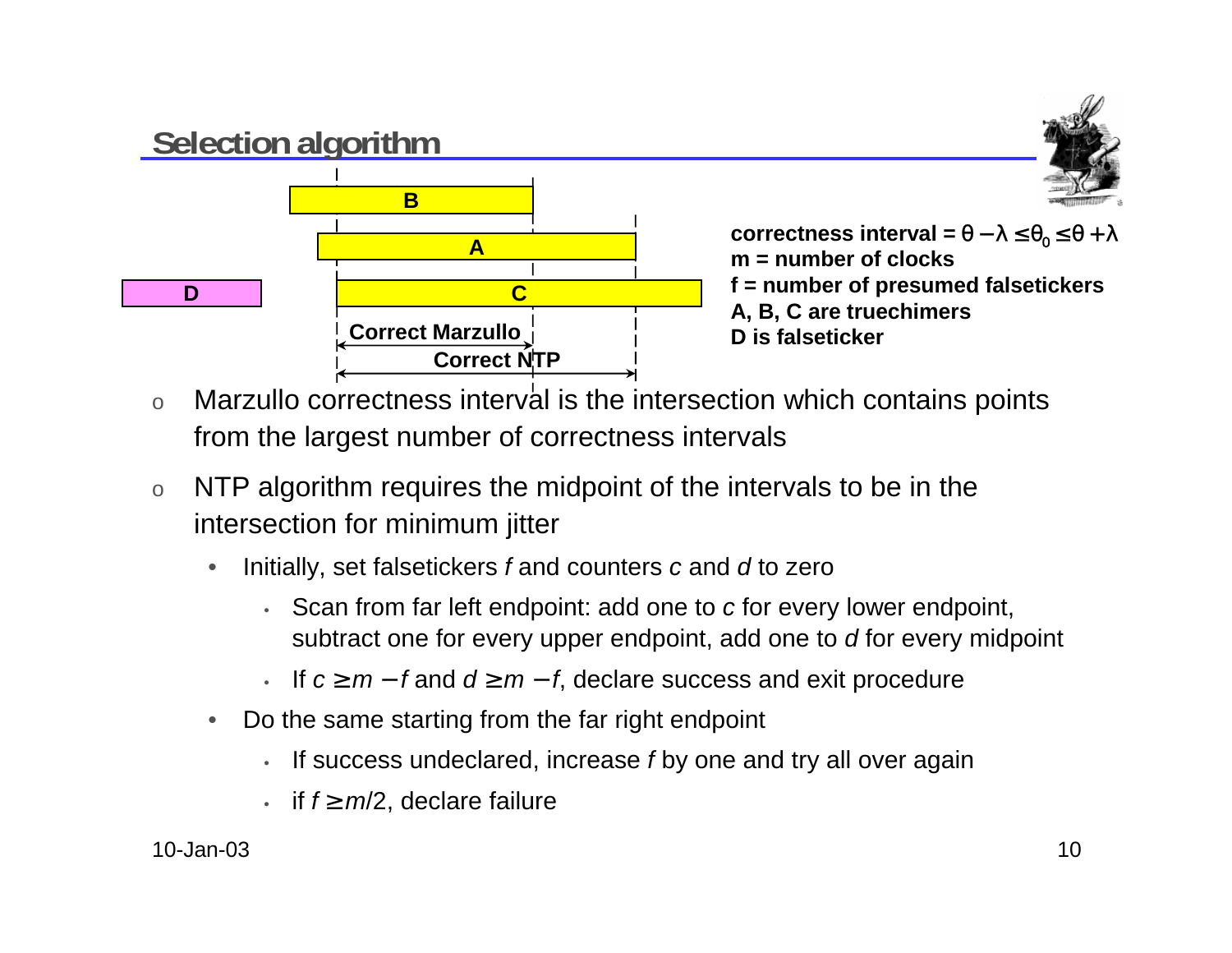## Selection algorithm

B

A

D

C

Correct Marzullo

Correct NTP

**correctness interval = $\theta - \lambda \leq \theta_0 \leq \theta + \lambda$**
**m = number of clocks**
**f = number of presumed falsetickers**
**A, B, C are truechimers**
**D is falseticker**

- Marzullo correctness interval is the intersection which contains points from the largest number of correctness intervals
- NTP algorithm requires the midpoint of the intervals to be in the intersection for minimum jitter
  - Initially, set falsetickers *f* and counters *c* and *d* to zero
    - Scan from far left endpoint: add one to *c* for every lower endpoint, subtract one for every upper endpoint, add one to *d* for every midpoint
    - If $c \geq m - f$ and $d \geq m - f$, declare success and exit procedure
  - Do the same starting from the far right endpoint
    - If success undeclared, increase *f* by one and try all over again
    - if $f \geq m/2$, declare failure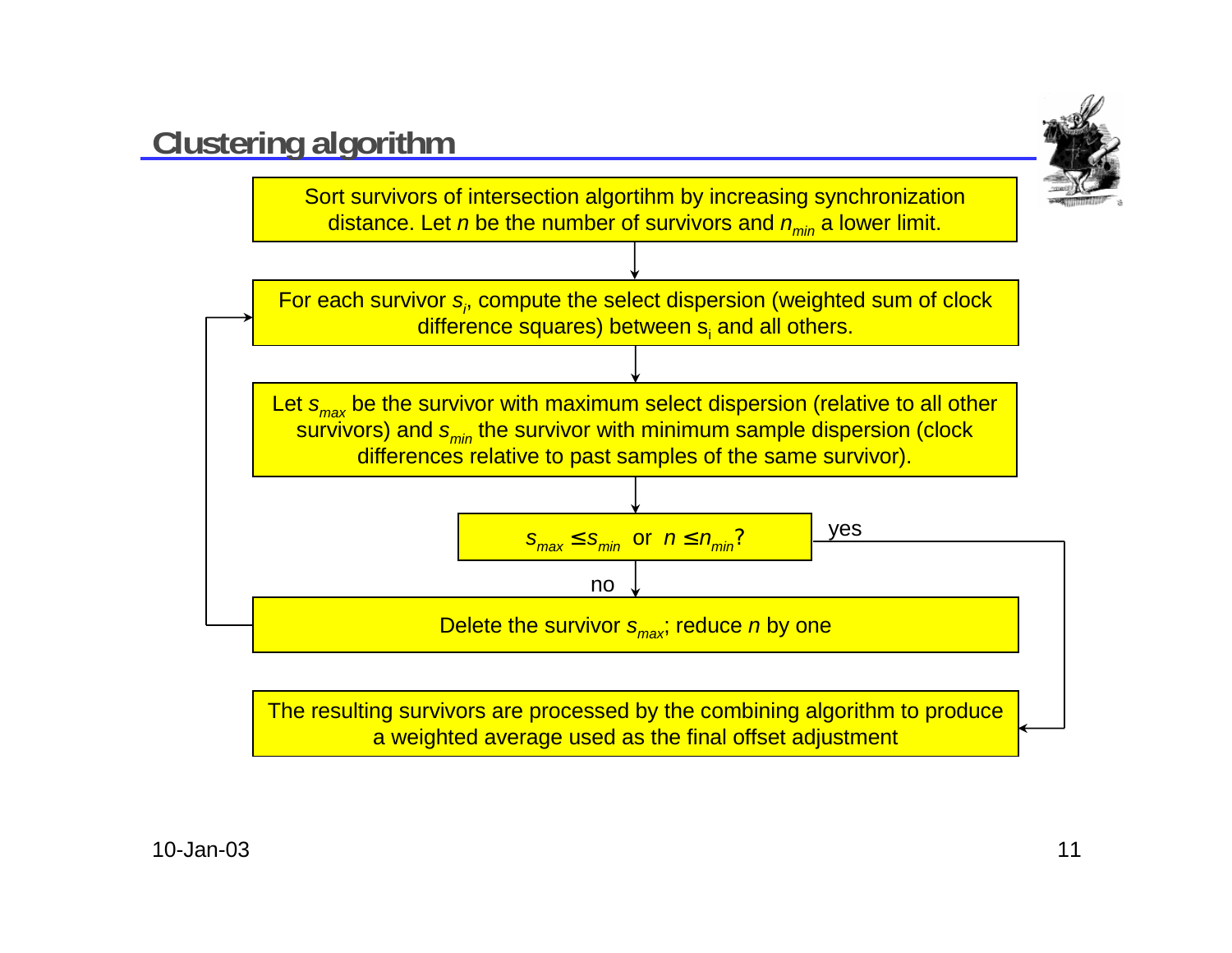# Clustering algorithm

Sort survivors of intersection algortihm by increasing synchronization distance. Let $n$ be the number of survivors and $n_{min}$ a lower limit.

For each survivor $s_i$, compute the select dispersion (weighted sum of clock difference squares) between $s_i$ and all others.

Let $s_{max}$ be the survivor with maximum select dispersion (relative to all other survivors) and $s_{min}$ the survivor with minimum sample dispersion (clock differences relative to past samples of the same survivor).

$s_{max} \leq s_{min}$ or $n \leq n_{min}$?

yes

no

Delete the survivor $s_{max}$; reduce $n$ by one

The resulting survivors are processed by the combining algorithm to produce a weighted average used as the final offset adjustment

10-Jan-03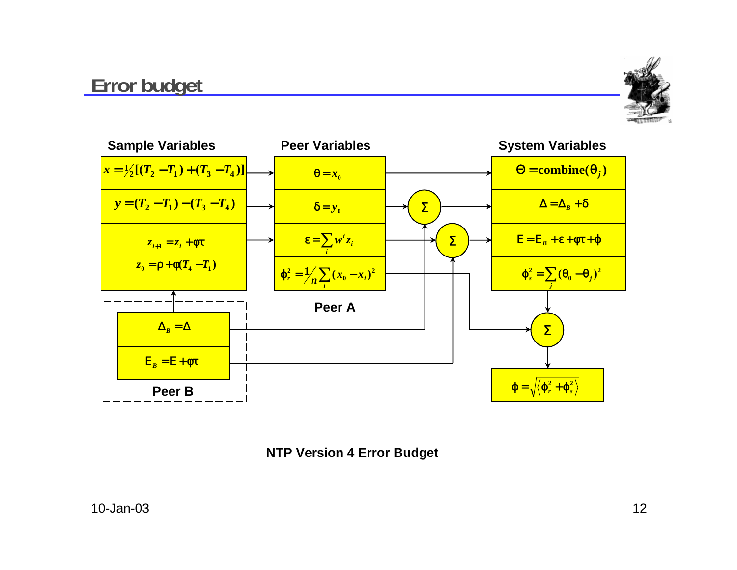# Error budget

**Sample Variables**

$x = \frac{1}{2}[(T_2 - T_1) + (T_3 - T_4)]$

$y = (T_2 - T_1) - (T_3 - T_4)$

$z_{i+1} = z_i + \varphi\tau$

$z_0 = \rho + \varphi(T_4 - T_1)$

**Peer Variables**

$\theta = x_0$

$\delta = y_0$

$\varepsilon = \sum_i w^i z_i$

$\phi_r^2 = \frac{1}{n}\sum_i (x_0 - x_i)^2$

**Peer A**

**System Variables**

$\Theta = \text{combine}(\theta_j)$

$\Delta = \Delta_B + \delta$

$\mathrm{E} = \mathrm{E}_B + \varepsilon + \varphi\tau + \phi$

$\phi_s^2 = \sum_j (\theta_0 - \theta_j)^2$

$\phi = \sqrt{\langle \phi_r^2 + \phi_s^2 \rangle}$

$\Delta_B = \Delta$

$\mathrm{E}_B = \mathrm{E} + \varphi\tau$

**Peer B**

**NTP Version 4 Error Budget**

10-Jan-03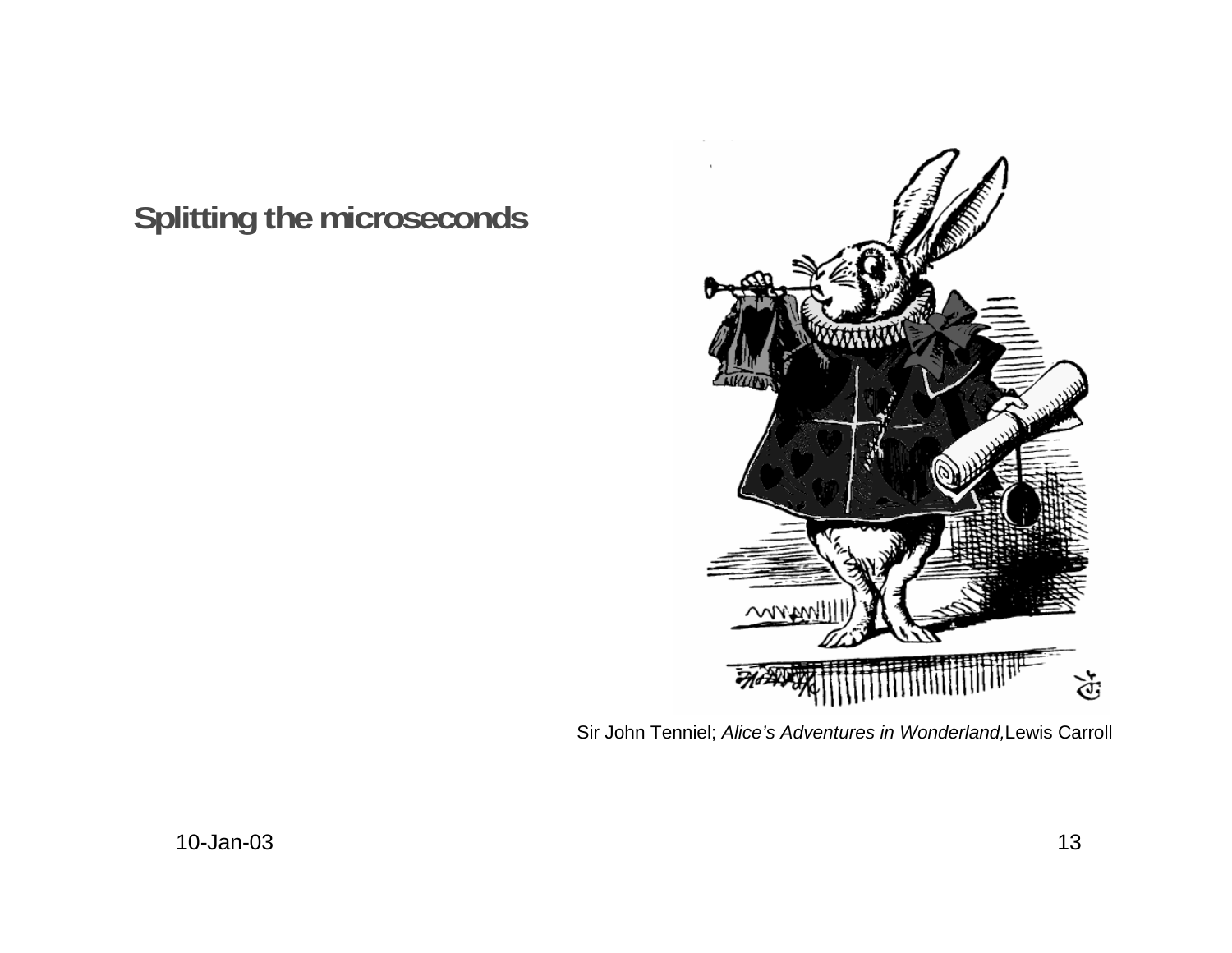# Splitting the microseconds

Sir John Tenniel; *Alice's Adventures in Wonderland,* Lewis Carroll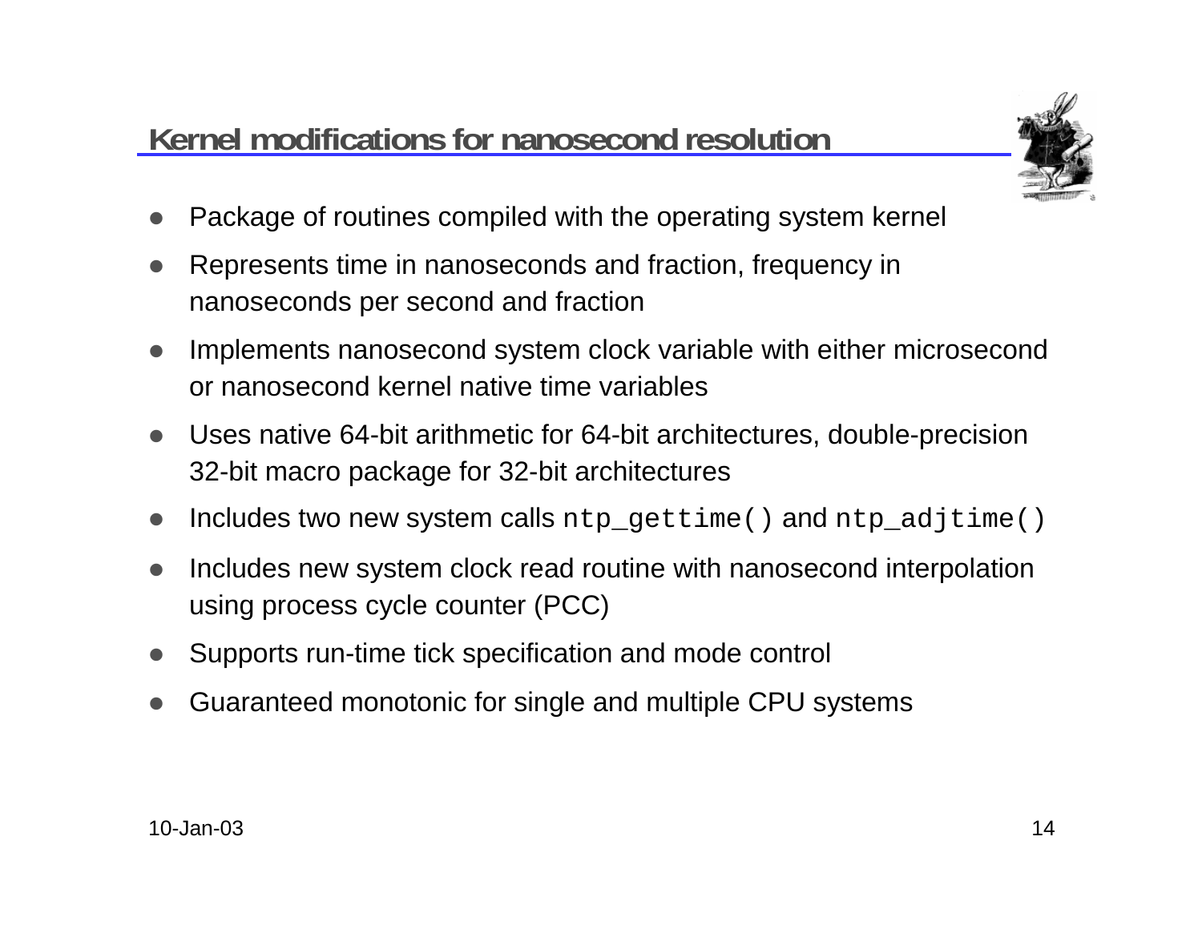# Kernel modifications for nanosecond resolution

- Package of routines compiled with the operating system kernel
- Represents time in nanoseconds and fraction, frequency in nanoseconds per second and fraction
- Implements nanosecond system clock variable with either microsecond or nanosecond kernel native time variables
- Uses native 64-bit arithmetic for 64-bit architectures, double-precision 32-bit macro package for 32-bit architectures
- Includes two new system calls `ntp_gettime()` and `ntp_adjtime()`
- Includes new system clock read routine with nanosecond interpolation using process cycle counter (PCC)
- Supports run-time tick specification and mode control
- Guaranteed monotonic for single and multiple CPU systems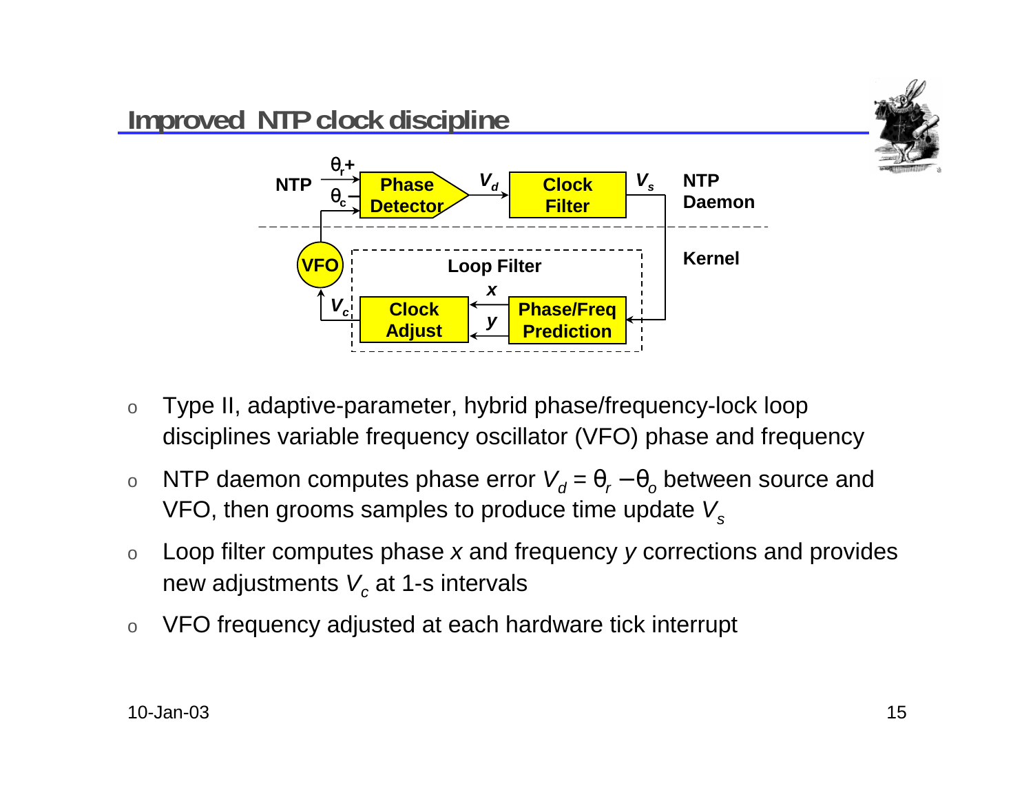## Improved NTP clock discipline

- Type II, adaptive-parameter, hybrid phase/frequency-lock loop disciplines variable frequency oscillator (VFO) phase and frequency
- NTP daemon computes phase error $V_d = \theta_r - \theta_o$ between source and VFO, then grooms samples to produce time update $V_s$
- Loop filter computes phase $x$ and frequency $y$ corrections and provides new adjustments $V_c$ at 1-s intervals
- VFO frequency adjusted at each hardware tick interrupt

10-Jan-03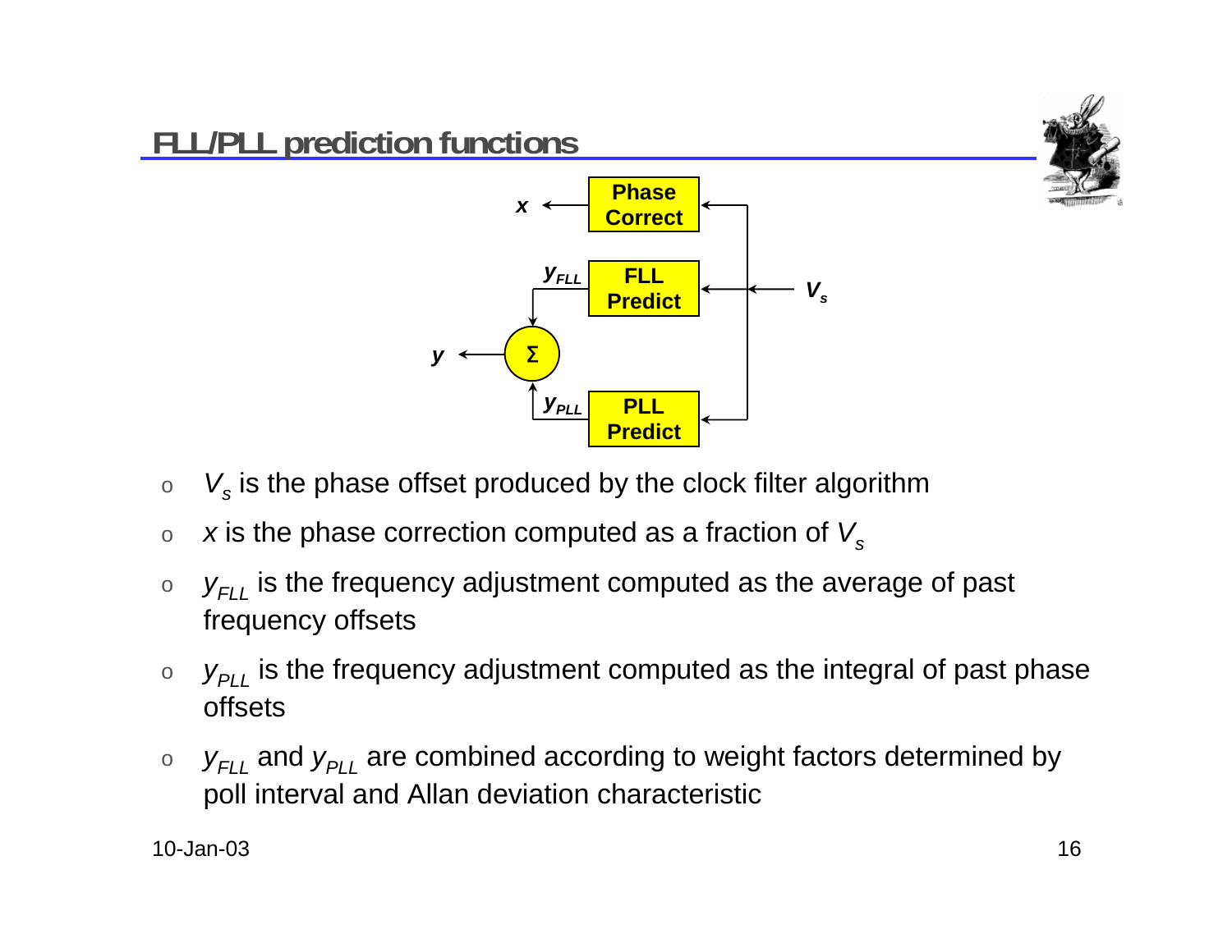# FLL/PLL prediction functions

- $V_s$ is the phase offset produced by the clock filter algorithm
- $x$ is the phase correction computed as a fraction of $V_s$
- $y_{FLL}$ is the frequency adjustment computed as the average of past frequency offsets
- $y_{PLL}$ is the frequency adjustment computed as the integral of past phase offsets
- $y_{FLL}$ and $y_{PLL}$ are combined according to weight factors determined by poll interval and Allan deviation characteristic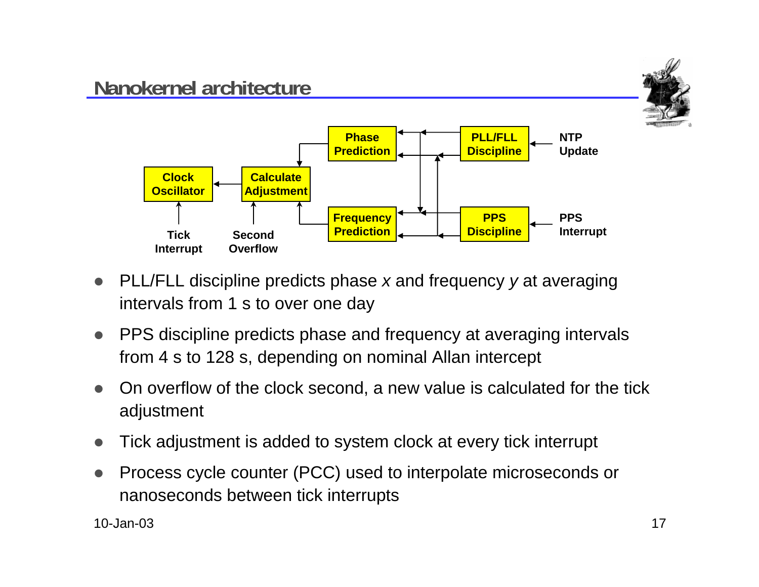# Nanokernel architecture

Clock Oscillator

Calculate Adjustment

Phase Prediction

Frequency Prediction

PLL/FLL Discipline

PPS Discipline

NTP Update

PPS Interrupt

Tick Interrupt

Second Overflow

- PLL/FLL discipline predicts phase *x* and frequency *y* at averaging intervals from 1 s to over one day
- PPS discipline predicts phase and frequency at averaging intervals from 4 s to 128 s, depending on nominal Allan intercept
- On overflow of the clock second, a new value is calculated for the tick adjustment
- Tick adjustment is added to system clock at every tick interrupt
- Process cycle counter (PCC) used to interpolate microseconds or nanoseconds between tick interrupts

10-Jan-03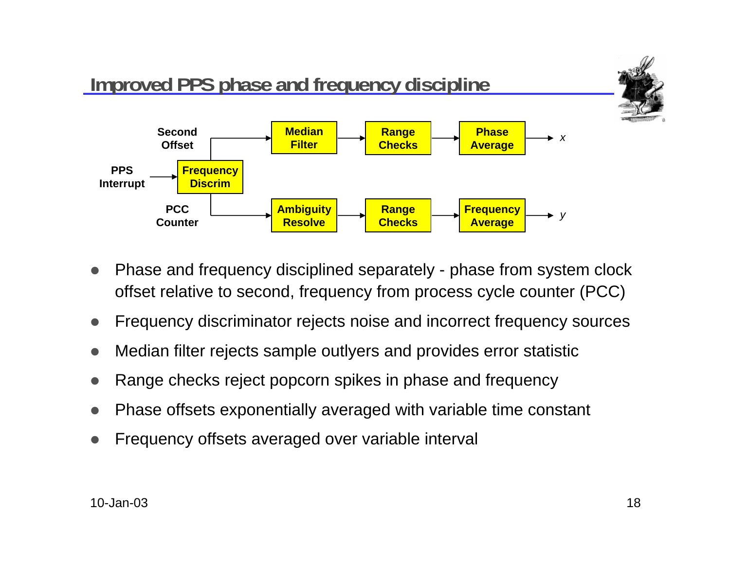## Improved PPS phase and frequency discipline

Second Offset → Median Filter → Range Checks → Phase Average → $x$

PPS Interrupt → Frequency Discrim

PCC Counter → Ambiguity Resolve → Range Checks → Frequency Average → $y$

- Phase and frequency disciplined separately - phase from system clock offset relative to second, frequency from process cycle counter (PCC)
- Frequency discriminator rejects noise and incorrect frequency sources
- Median filter rejects sample outlyers and provides error statistic
- Range checks reject popcorn spikes in phase and frequency
- Phase offsets exponentially averaged with variable time constant
- Frequency offsets averaged over variable interval

10-Jan-03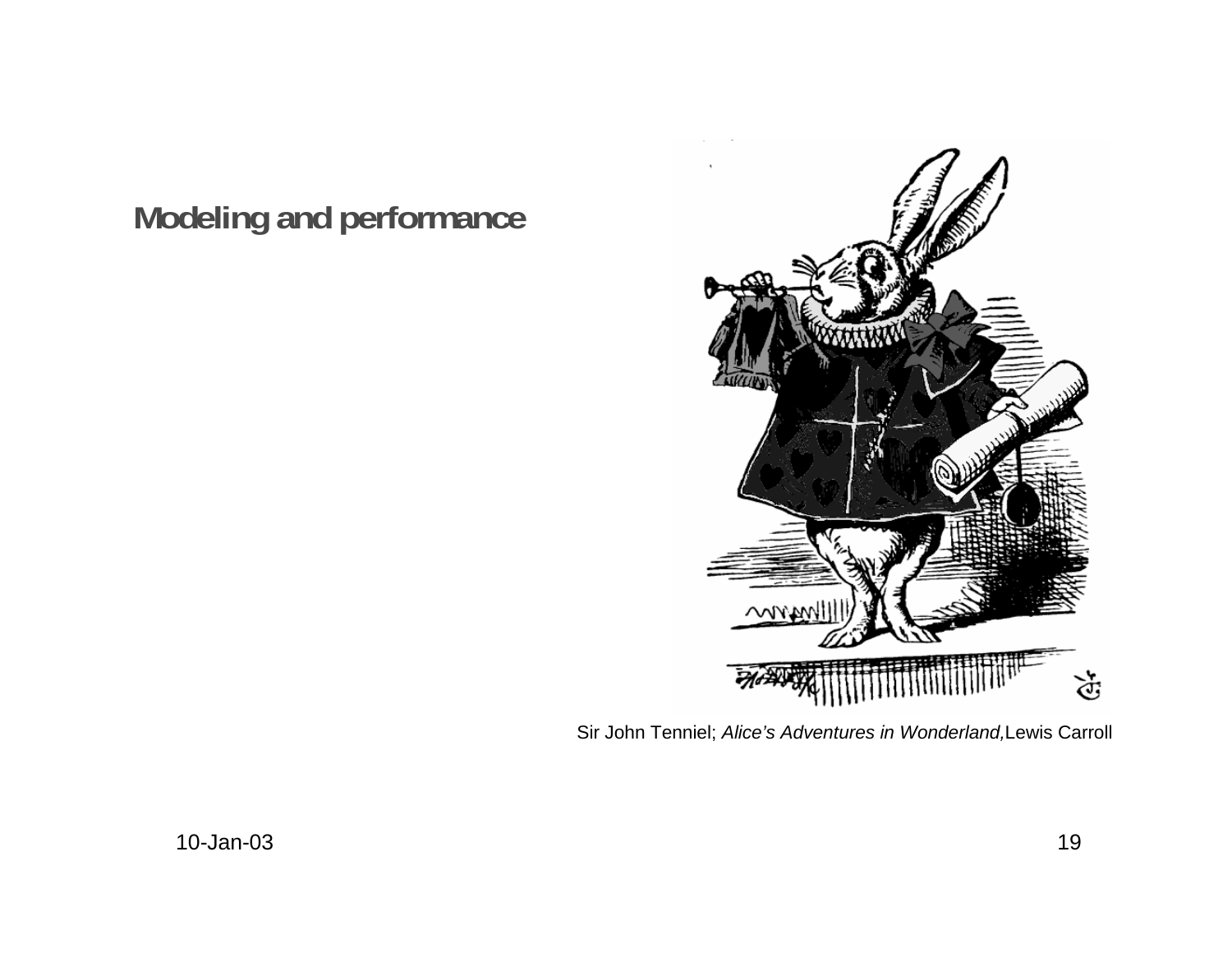# Modeling and performance

Sir John Tenniel; *Alice's Adventures in Wonderland,* Lewis Carroll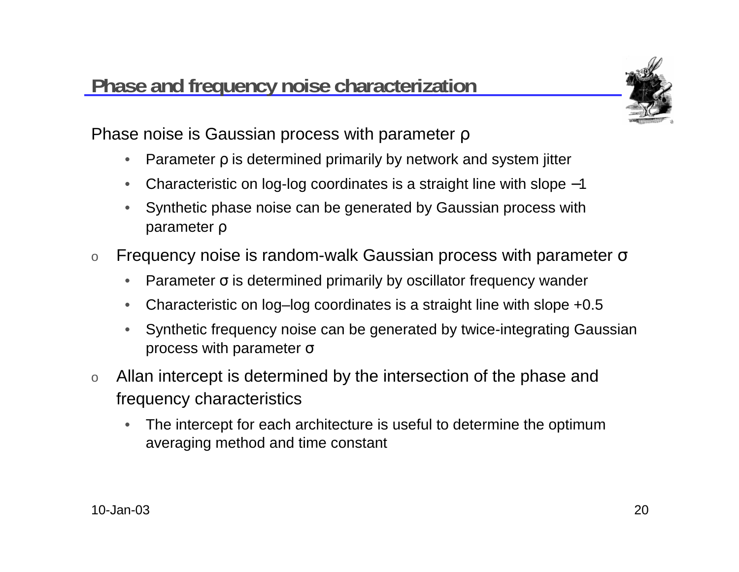## Phase and frequency noise characterization

Phase noise is Gaussian process with parameter $\rho$

- Parameter $\rho$ is determined primarily by network and system jitter
- Characteristic on log-log coordinates is a straight line with slope –1
- Synthetic phase noise can be generated by Gaussian process with parameter $\rho$

- Frequency noise is random-walk Gaussian process with parameter $\sigma$
  - Parameter $\sigma$ is determined primarily by oscillator frequency wander
  - Characteristic on log–log coordinates is a straight line with slope +0.5
  - Synthetic frequency noise can be generated by twice-integrating Gaussian process with parameter $\sigma$
- Allan intercept is determined by the intersection of the phase and frequency characteristics
  - The intercept for each architecture is useful to determine the optimum averaging method and time constant

10-Jan-03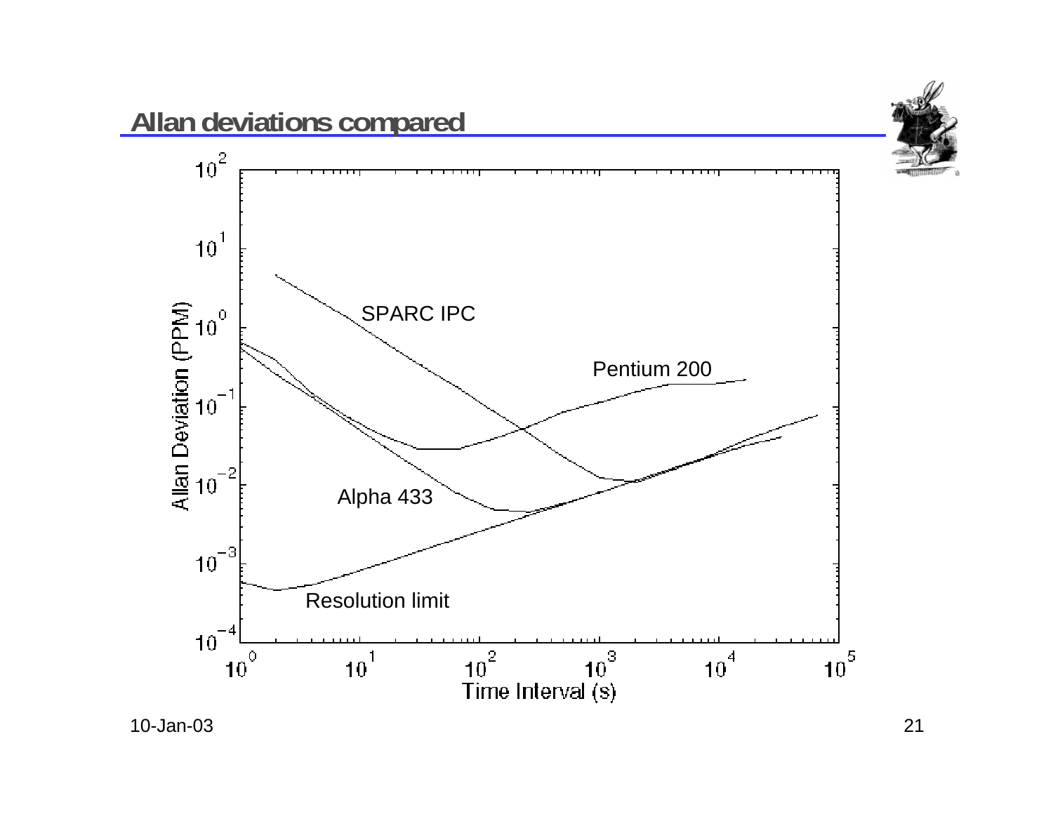## Allan deviations compared

Allan Deviation (PPM)

$10^2$, $10^1$, $10^0$, $10^{-1}$, $10^{-2}$, $10^{-3}$, $10^{-4}$

SPARC IPC

Pentium 200

Alpha 433

Resolution limit

$10^0$, $10^1$, $10^2$, $10^3$, $10^4$, $10^5$

Time Interval (s)

10-Jan-03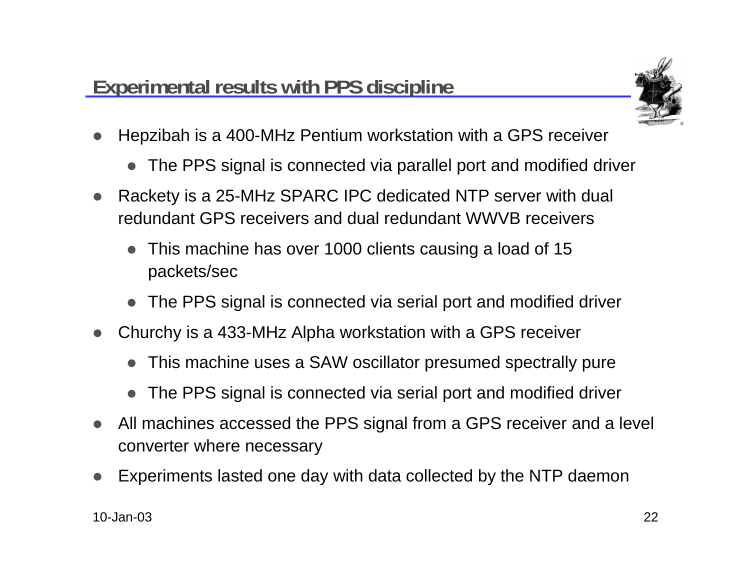## Experimental results with PPS discipline

- Hepzibah is a 400-MHz Pentium workstation with a GPS receiver
  - The PPS signal is connected via parallel port and modified driver
- Rackety is a 25-MHz SPARC IPC dedicated NTP server with dual redundant GPS receivers and dual redundant WWVB receivers
  - This machine has over 1000 clients causing a load of 15 packets/sec
  - The PPS signal is connected via serial port and modified driver
- Churchy is a 433-MHz Alpha workstation with a GPS receiver
  - This machine uses a SAW oscillator presumed spectrally pure
  - The PPS signal is connected via serial port and modified driver
- All machines accessed the PPS signal from a GPS receiver and a level converter where necessary
- Experiments lasted one day with data collected by the NTP daemon

10-Jan-03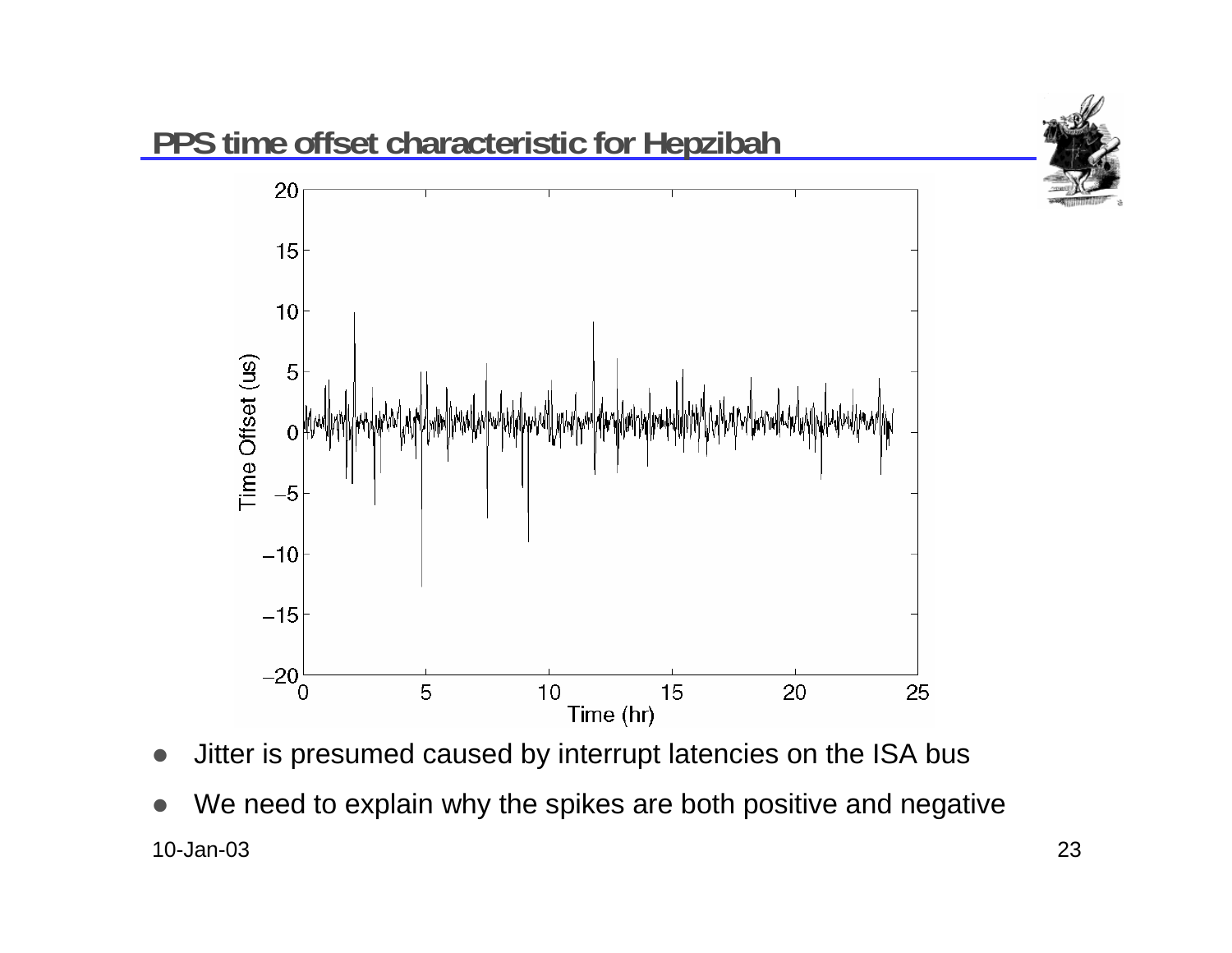## PPS time offset characteristic for Hepzibah

- Jitter is presumed caused by interrupt latencies on the ISA bus
- We need to explain why the spikes are both positive and negative

10-Jan-03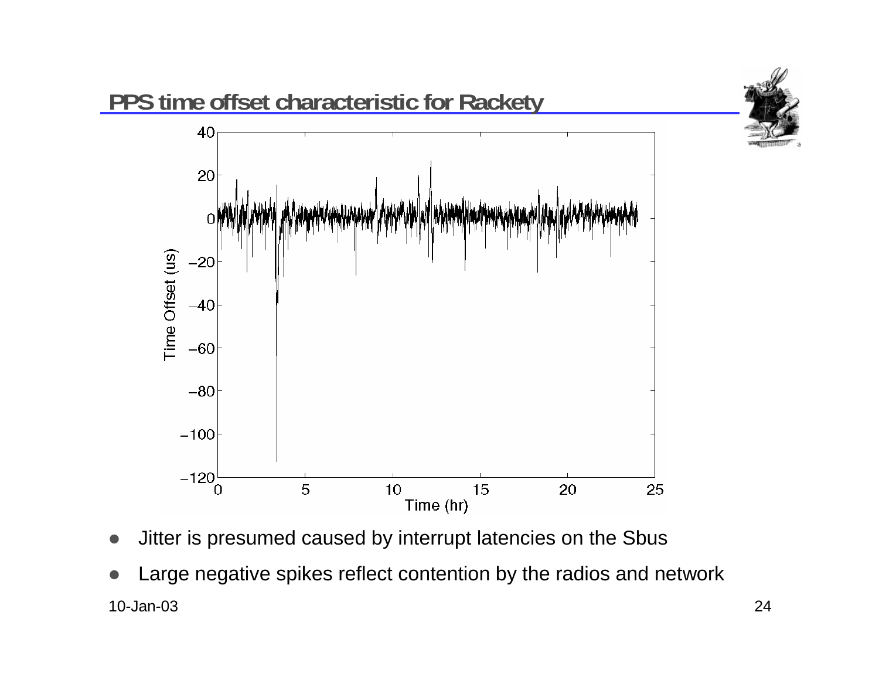## PPS time offset characteristic for Rackety

- Jitter is presumed caused by interrupt latencies on the Sbus
- Large negative spikes reflect contention by the radios and network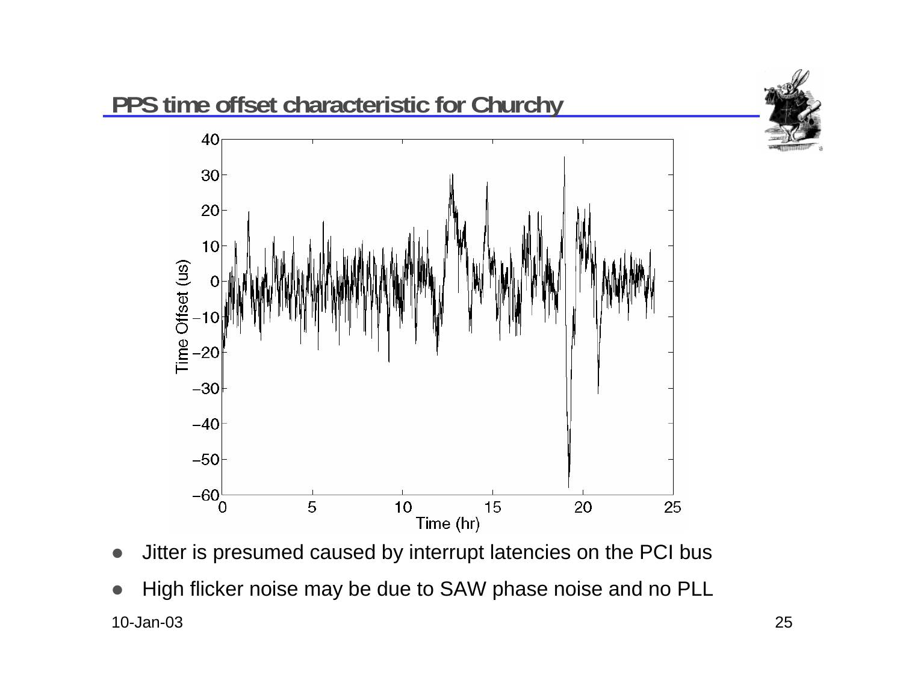## PPS time offset characteristic for Churchy

- Jitter is presumed caused by interrupt latencies on the PCI bus
- High flicker noise may be due to SAW phase noise and no PLL

10-Jan-03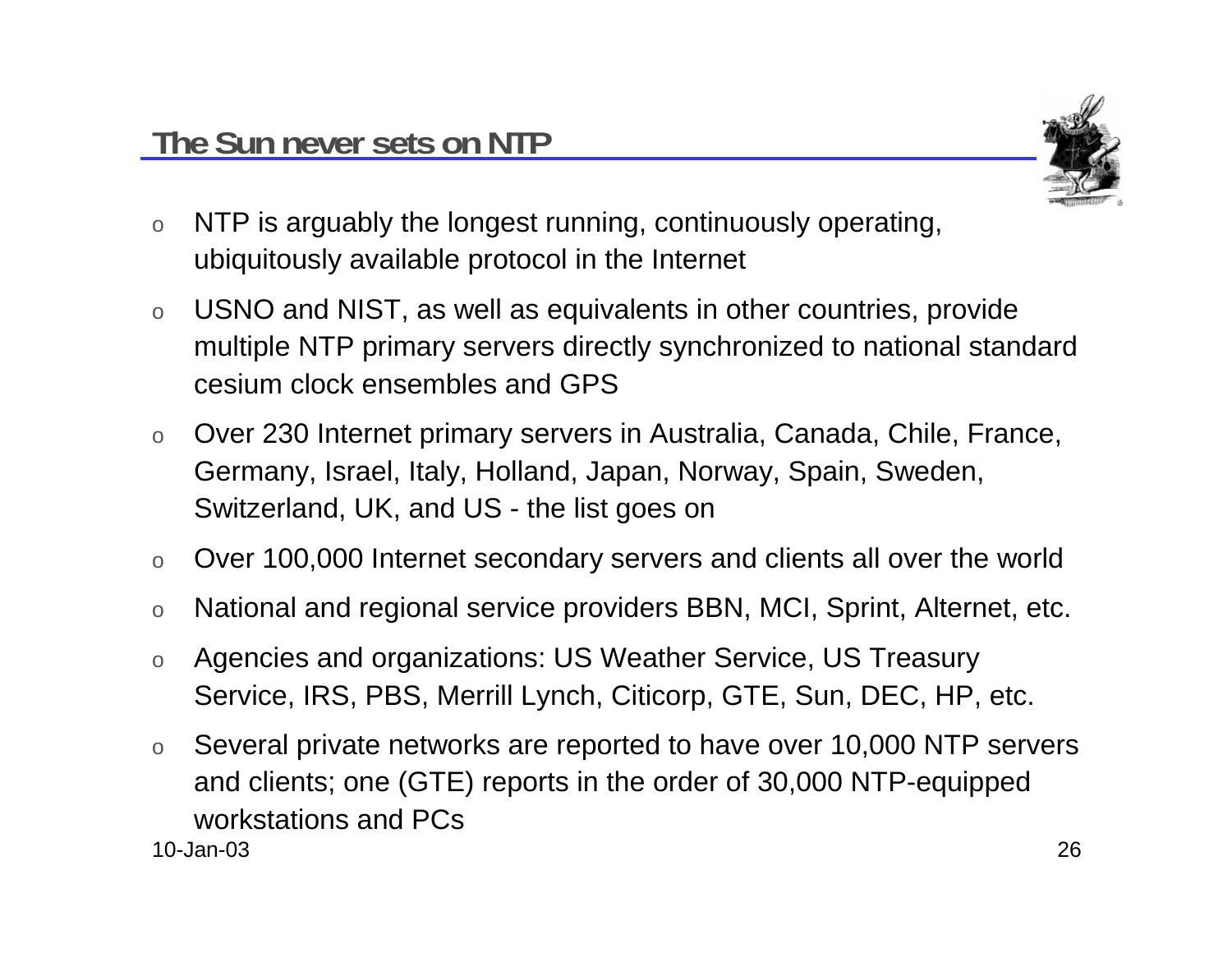## The Sun never sets on NTP

- NTP is arguably the longest running, continuously operating, ubiquitously available protocol in the Internet
- USNO and NIST, as well as equivalents in other countries, provide multiple NTP primary servers directly synchronized to national standard cesium clock ensembles and GPS
- Over 230 Internet primary servers in Australia, Canada, Chile, France, Germany, Israel, Italy, Holland, Japan, Norway, Spain, Sweden, Switzerland, UK, and US - the list goes on
- Over 100,000 Internet secondary servers and clients all over the world
- National and regional service providers BBN, MCI, Sprint, Alternet, etc.
- Agencies and organizations: US Weather Service, US Treasury Service, IRS, PBS, Merrill Lynch, Citicorp, GTE, Sun, DEC, HP, etc.
- Several private networks are reported to have over 10,000 NTP servers and clients; one (GTE) reports in the order of 30,000 NTP-equipped workstations and PCs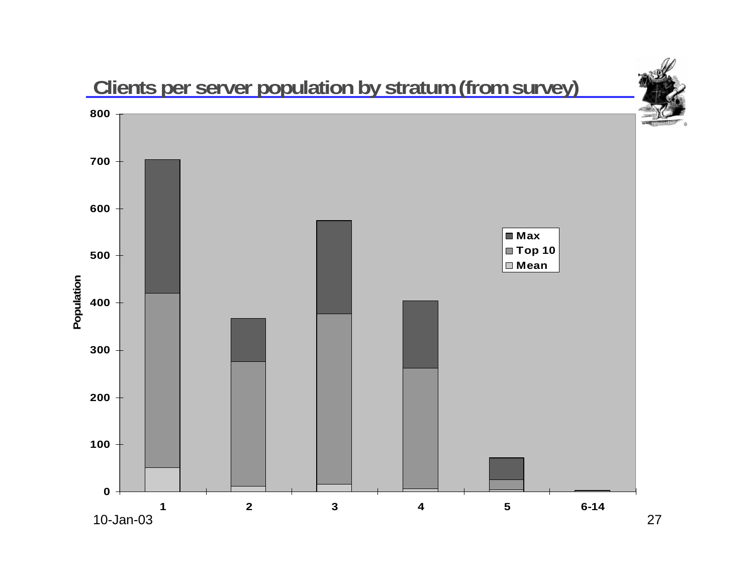# Clients per server population by stratum (from survey)

Population

800
700
600
500
400
300
200
100
0

1 2 3 4 5 6-14

- Max
- Top 10
- Mean

10-Jan-03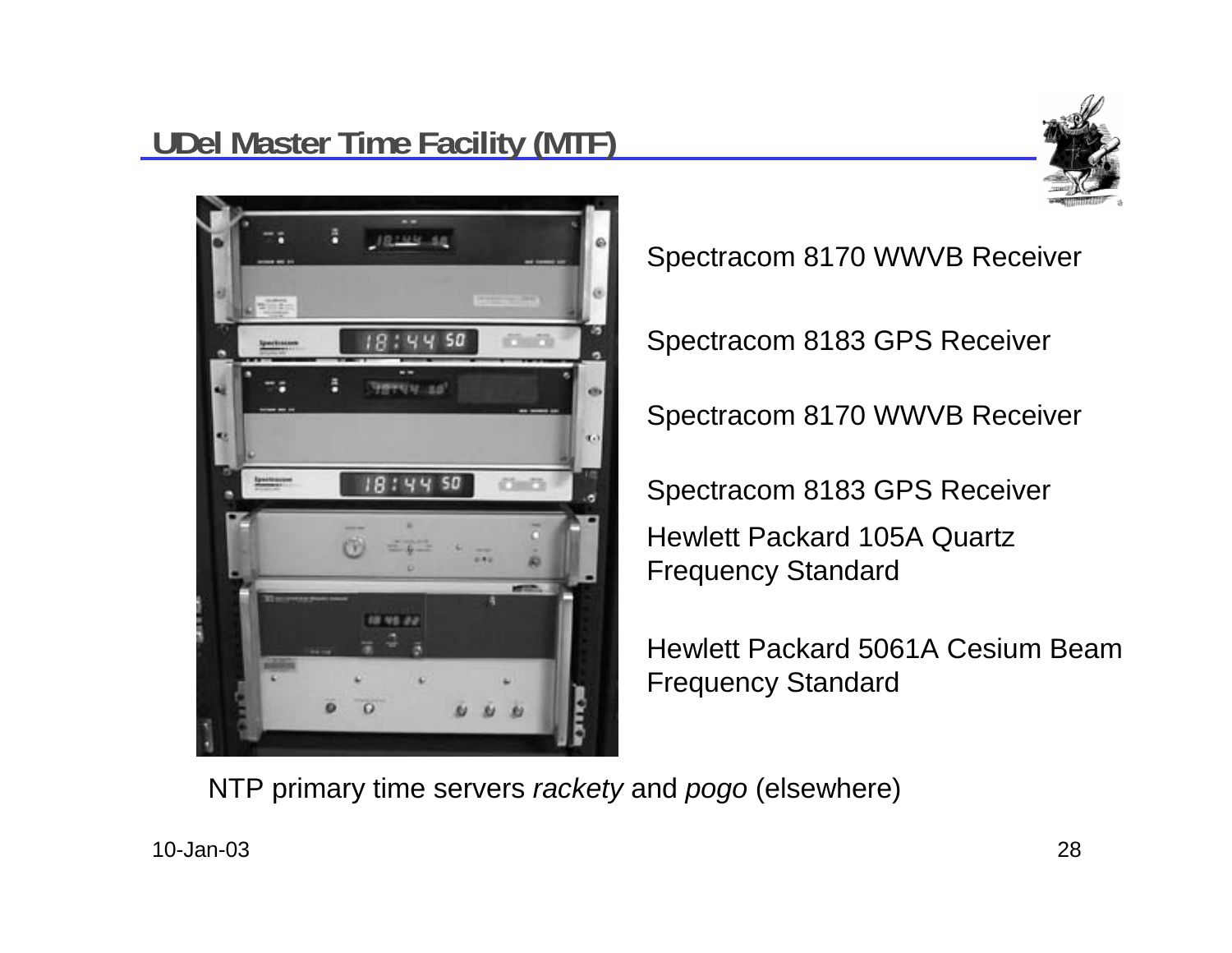## UDel Master Time Facility (MTF)

Spectracom 8170 WWVB Receiver

Spectracom 8183 GPS Receiver

Spectracom 8170 WWVB Receiver

Spectracom 8183 GPS Receiver

Hewlett Packard 105A Quartz Frequency Standard

Hewlett Packard 5061A Cesium Beam Frequency Standard

NTP primary time servers *rackety* and *pogo* (elsewhere)

10-Jan-03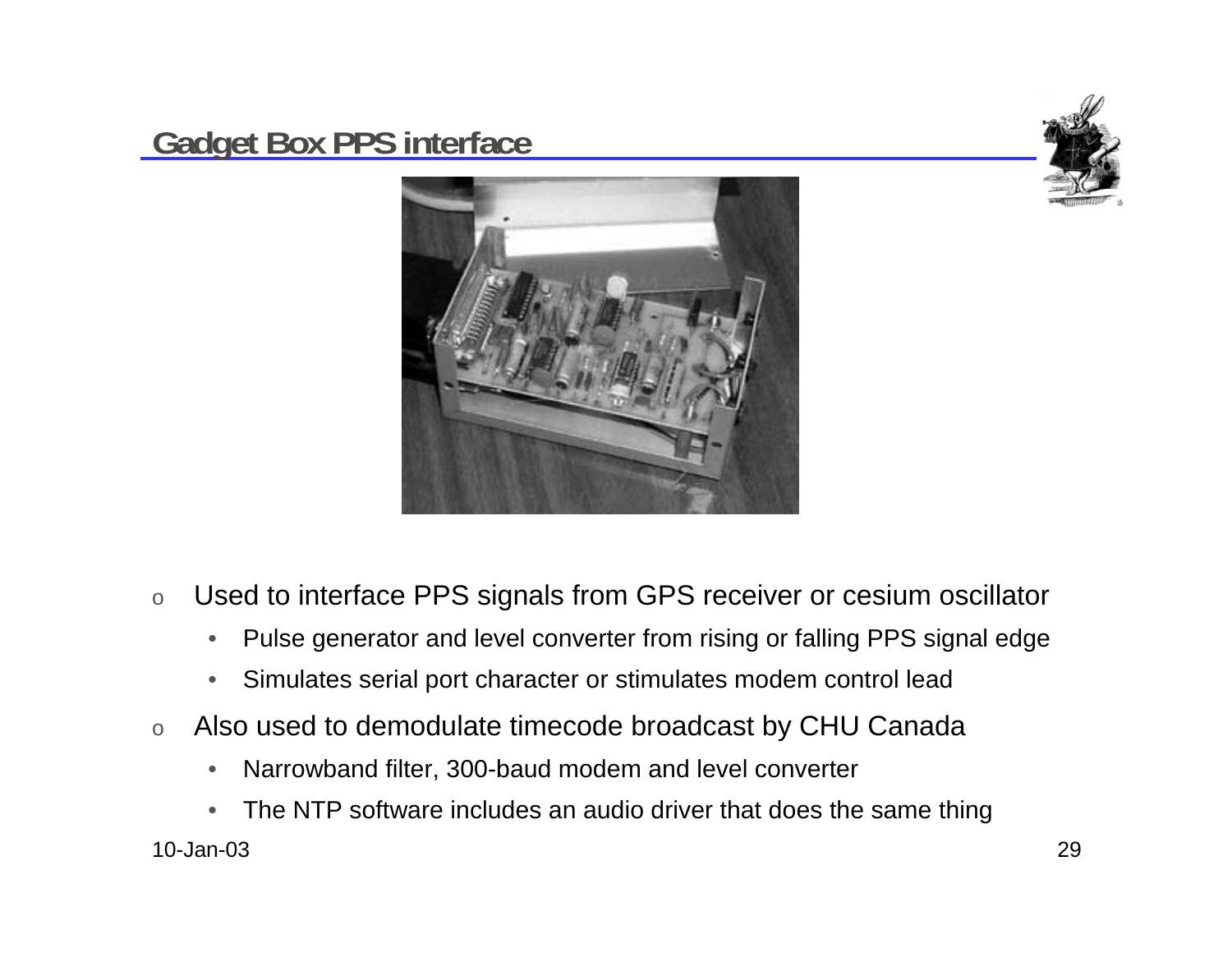# Gadget Box PPS interface

- Used to interface PPS signals from GPS receiver or cesium oscillator
  - Pulse generator and level converter from rising or falling PPS signal edge
  - Simulates serial port character or stimulates modem control lead
- Also used to demodulate timecode broadcast by CHU Canada
  - Narrowband filter, 300-baud modem and level converter
  - The NTP software includes an audio driver that does the same thing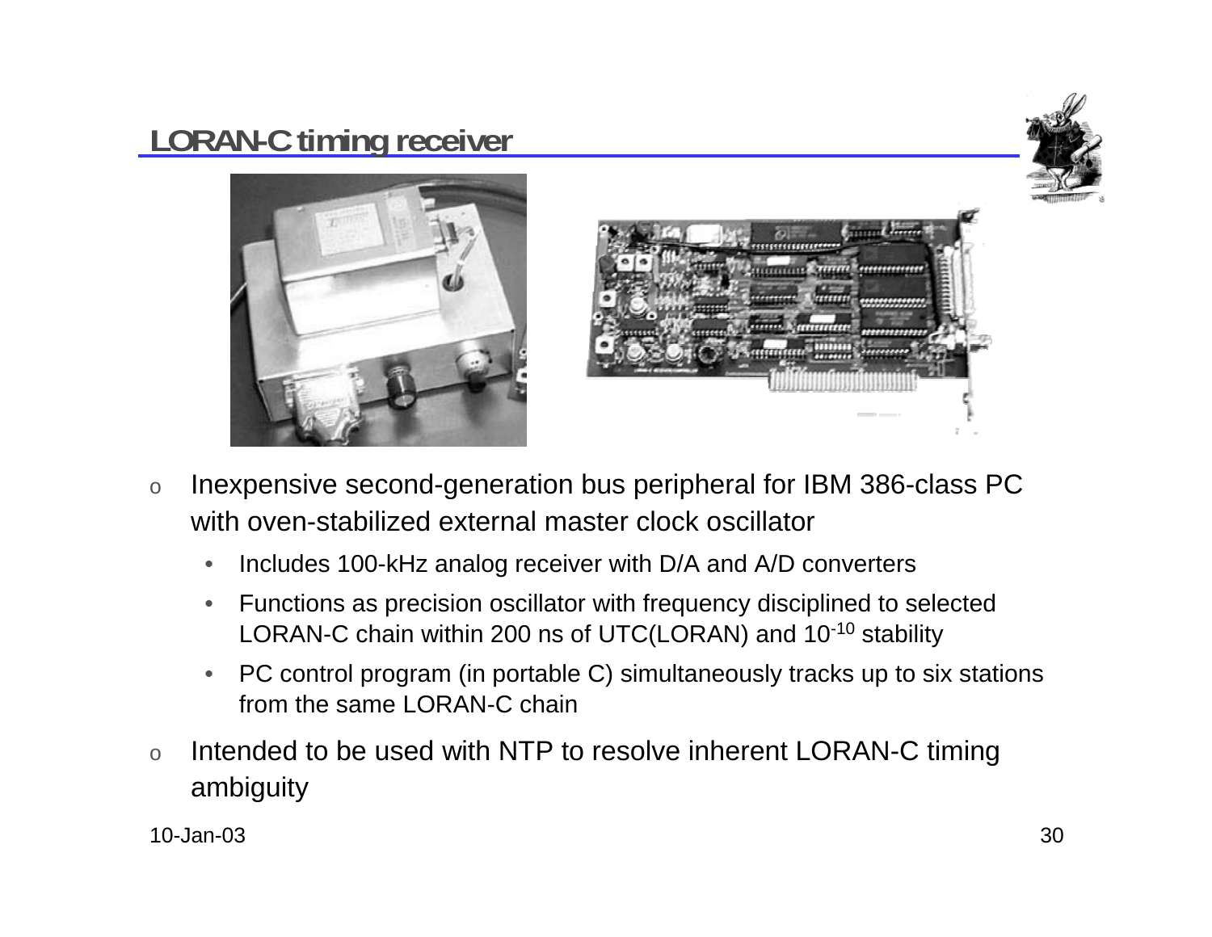## LORAN-C timing receiver

- Inexpensive second-generation bus peripheral for IBM 386-class PC with oven-stabilized external master clock oscillator
  - Includes 100-kHz analog receiver with D/A and A/D converters
  - Functions as precision oscillator with frequency disciplined to selected LORAN-C chain within 200 ns of UTC(LORAN) and $10^{-10}$ stability
  - PC control program (in portable C) simultaneously tracks up to six stations from the same LORAN-C chain
- Intended to be used with NTP to resolve inherent LORAN-C timing ambiguity

10-Jan-03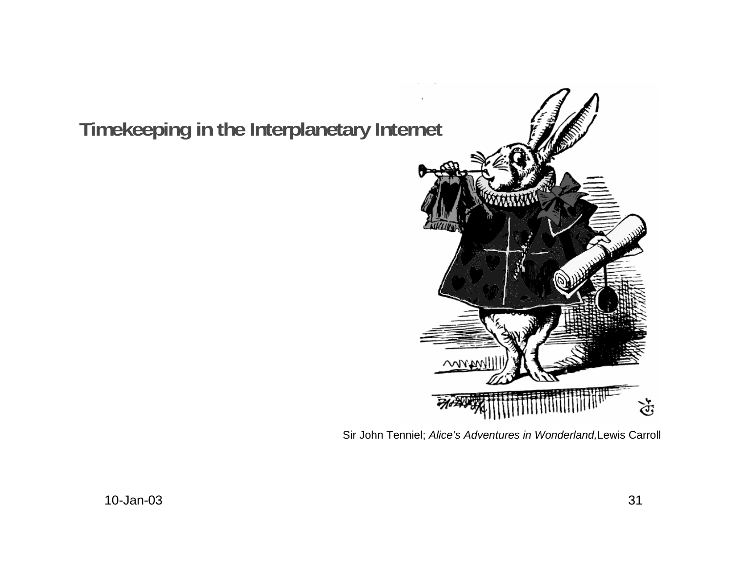# Timekeeping in the Interplanetary Internet

Sir John Tenniel; *Alice's Adventures in Wonderland,* Lewis Carroll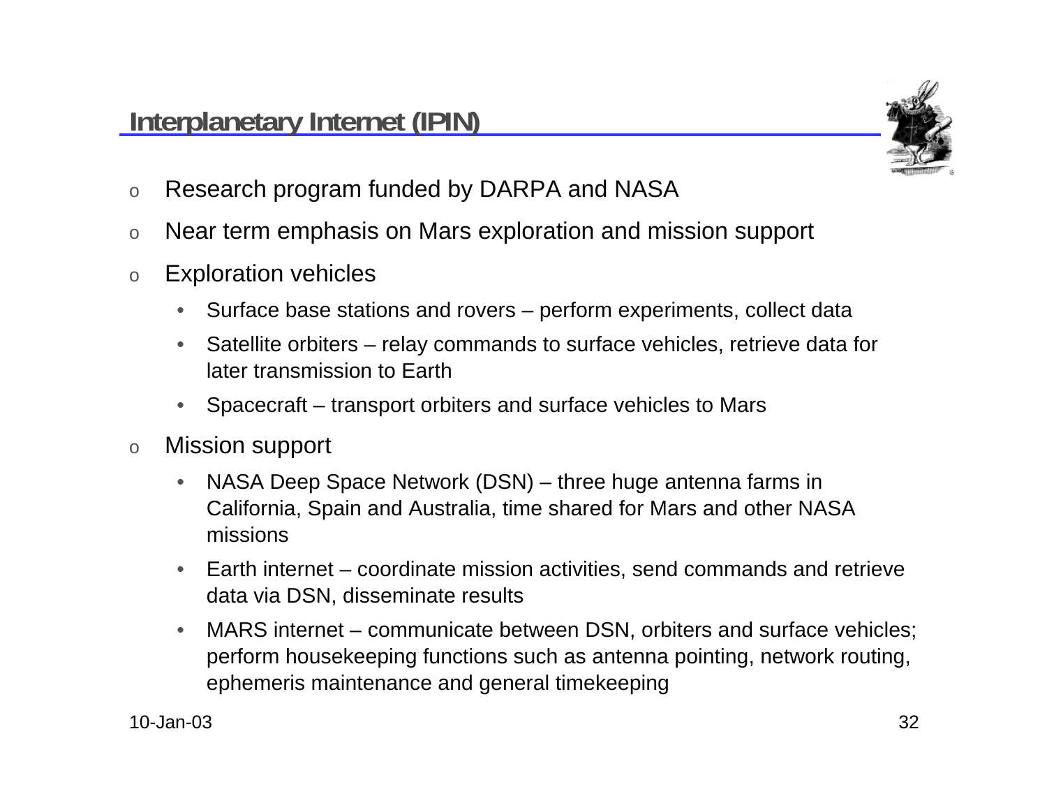## Interplanetary Internet (IPIN)

- Research program funded by DARPA and NASA
- Near term emphasis on Mars exploration and mission support
- Exploration vehicles
  - Surface base stations and rovers – perform experiments, collect data
  - Satellite orbiters – relay commands to surface vehicles, retrieve data for later transmission to Earth
  - Spacecraft – transport orbiters and surface vehicles to Mars
- Mission support
  - NASA Deep Space Network (DSN) – three huge antenna farms in California, Spain and Australia, time shared for Mars and other NASA missions
  - Earth internet – coordinate mission activities, send commands and retrieve data via DSN, disseminate results
  - MARS internet – communicate between DSN, orbiters and surface vehicles; perform housekeeping functions such as antenna pointing, network routing, ephemeris maintenance and general timekeeping

10-Jan-03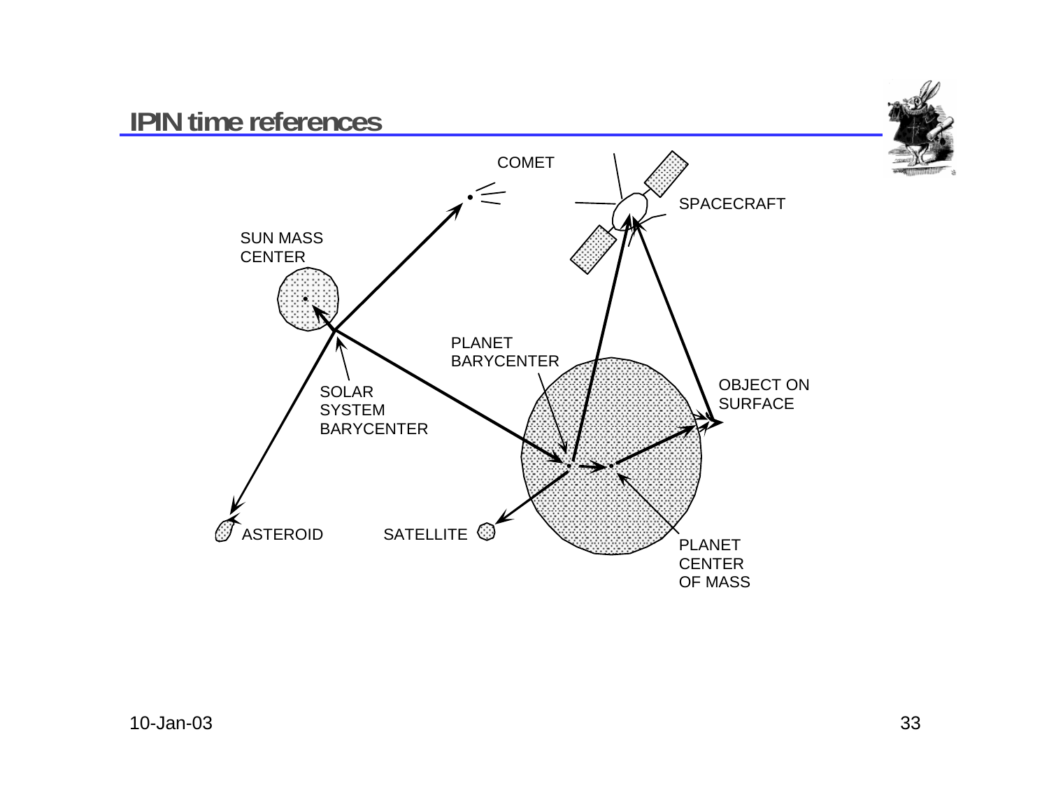# IPIN time references

COMET

SPACECRAFT

SUN MASS CENTER

PLANET BARYCENTER

OBJECT ON SURFACE

SOLAR SYSTEM BARYCENTER

ASTEROID

SATELLITE

PLANET CENTER OF MASS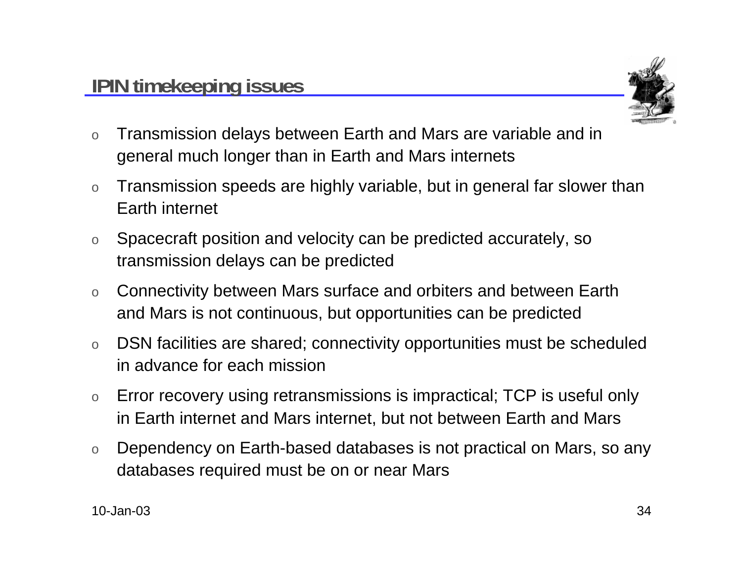## IPIN timekeeping issues

- Transmission delays between Earth and Mars are variable and in general much longer than in Earth and Mars internets
- Transmission speeds are highly variable, but in general far slower than Earth internet
- Spacecraft position and velocity can be predicted accurately, so transmission delays can be predicted
- Connectivity between Mars surface and orbiters and between Earth and Mars is not continuous, but opportunities can be predicted
- DSN facilities are shared; connectivity opportunities must be scheduled in advance for each mission
- Error recovery using retransmissions is impractical; TCP is useful only in Earth internet and Mars internet, but not between Earth and Mars
- Dependency on Earth-based databases is not practical on Mars, so any databases required must be on or near Mars

10-Jan-03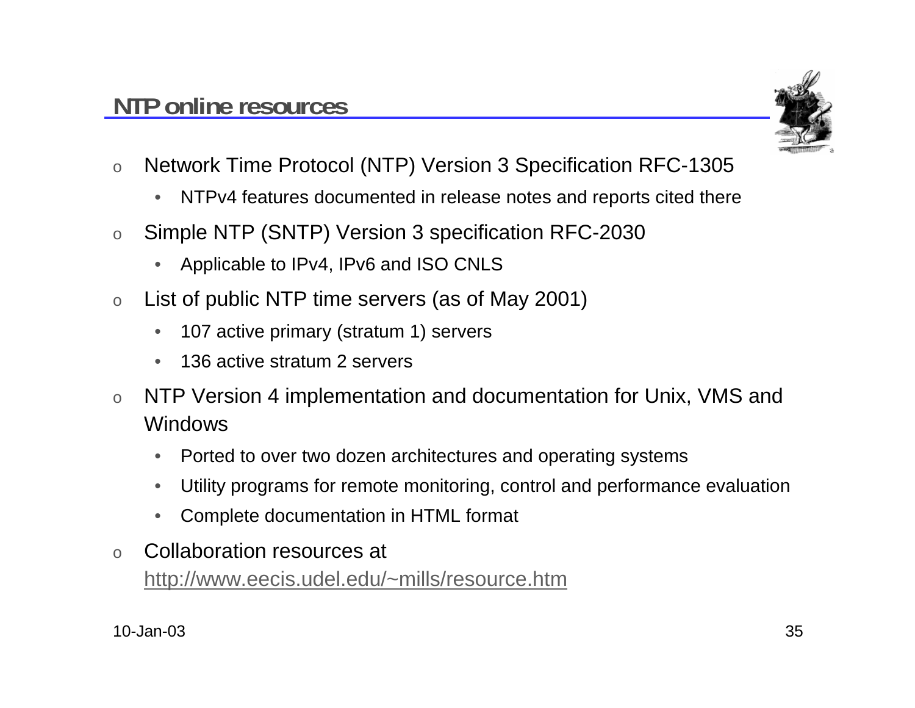## NTP online resources

- Network Time Protocol (NTP) Version 3 Specification RFC-1305
  - NTPv4 features documented in release notes and reports cited there
- Simple NTP (SNTP) Version 3 specification RFC-2030
  - Applicable to IPv4, IPv6 and ISO CNLS
- List of public NTP time servers (as of May 2001)
  - 107 active primary (stratum 1) servers
  - 136 active stratum 2 servers
- NTP Version 4 implementation and documentation for Unix, VMS and Windows
  - Ported to over two dozen architectures and operating systems
  - Utility programs for remote monitoring, control and performance evaluation
  - Complete documentation in HTML format
- Collaboration resources at http://www.eecis.udel.edu/~mills/resource.htm

10-Jan-03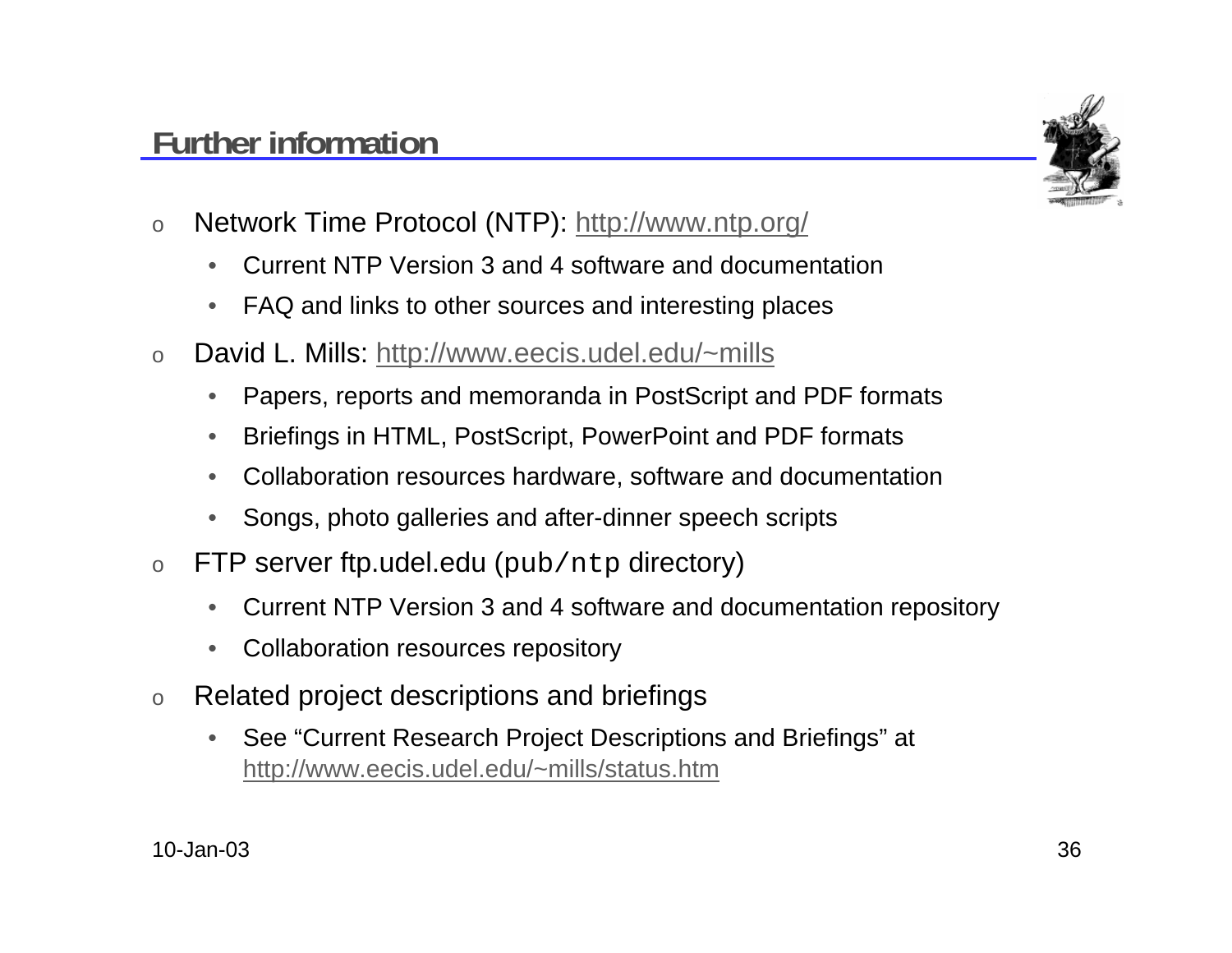## Further information

- Network Time Protocol (NTP): http://www.ntp.org/
  - Current NTP Version 3 and 4 software and documentation
  - FAQ and links to other sources and interesting places
- David L. Mills: http://www.eecis.udel.edu/~mills
  - Papers, reports and memoranda in PostScript and PDF formats
  - Briefings in HTML, PostScript, PowerPoint and PDF formats
  - Collaboration resources hardware, software and documentation
  - Songs, photo galleries and after-dinner speech scripts
- FTP server ftp.udel.edu (`pub/ntp` directory)
  - Current NTP Version 3 and 4 software and documentation repository
  - Collaboration resources repository
- Related project descriptions and briefings
  - See "Current Research Project Descriptions and Briefings" at http://www.eecis.udel.edu/~mills/status.htm

10-Jan-03